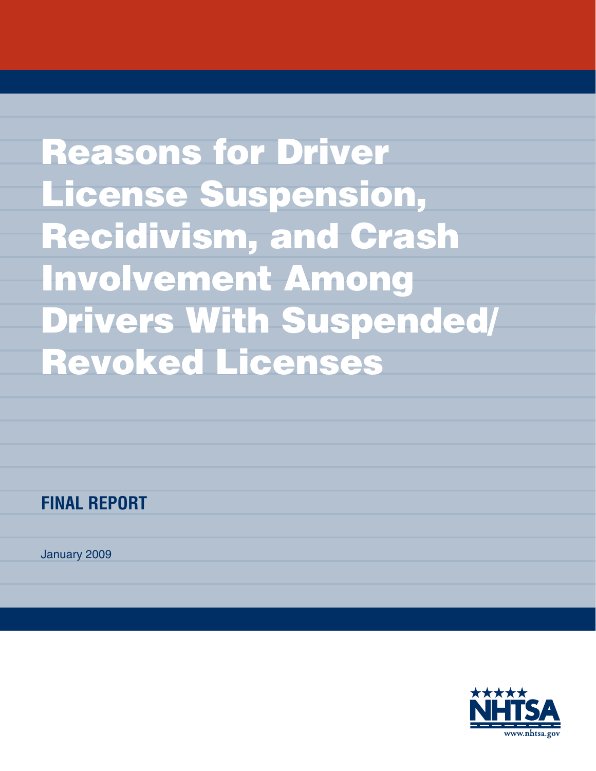# Reasons for Driver License Suspension, Recidivism, and Crash Involvement Among Drivers With Suspended/Revoked Licenses

**FINAL REPORT**

January 2009

NHTSA

www.nhtsa.gov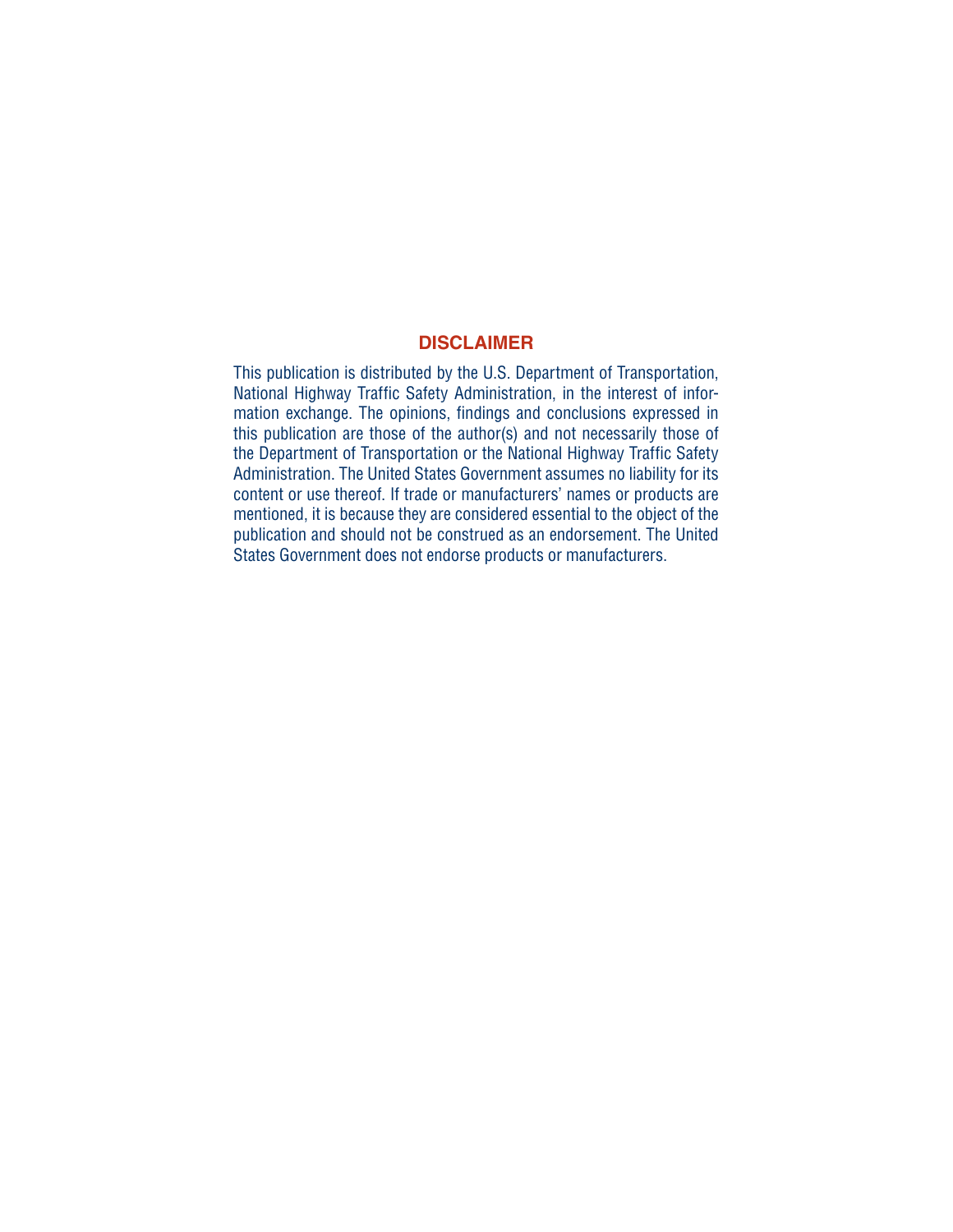## DISCLAIMER

This publication is distributed by the U.S. Department of Transportation, National Highway Traffic Safety Administration, in the interest of information exchange. The opinions, findings and conclusions expressed in this publication are those of the author(s) and not necessarily those of the Department of Transportation or the National Highway Traffic Safety Administration. The United States Government assumes no liability for its content or use thereof. If trade or manufacturers' names or products are mentioned, it is because they are considered essential to the object of the publication and should not be construed as an endorsement. The United States Government does not endorse products or manufacturers.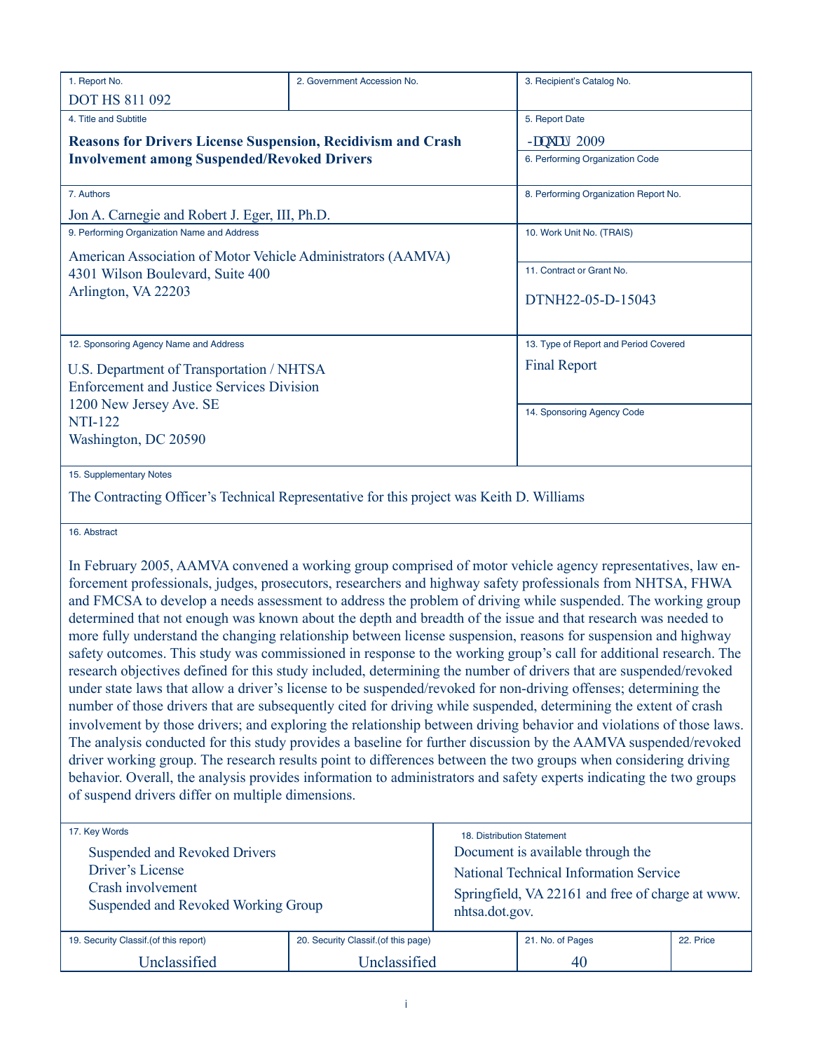| 1. Report No. | 2. Government Accession No. | 3. Recipient's Catalog No. |
|---|---|---|
| DOT HS 811 092 | | |
| 4. Title and Subtitle | | 5. Report Date |
| **Reasons for Drivers License Suspension, Recidivism and Crash Involvement among Suspended/Revoked Drivers** | | -DQXDU 2009 |
| | | 6. Performing Organization Code |
| 7. Authors | | 8. Performing Organization Report No. |
| Jon A. Carnegie and Robert J. Eger, III, Ph.D. | | |
| 9. Performing Organization Name and Address | | 10. Work Unit No. (TRAIS) |
| American Association of Motor Vehicle Administrators (AAMVA)<br>4301 Wilson Boulevard, Suite 400<br>Arlington, VA 22203 | | 11. Contract or Grant No.<br>DTNH22-05-D-15043 |
| 12. Sponsoring Agency Name and Address | | 13. Type of Report and Period Covered |
| U.S. Department of Transportation / NHTSA<br>Enforcement and Justice Services Division<br>1200 New Jersey Ave. SE<br>NTI-122<br>Washington, DC 20590 | | Final Report |
| | | 14. Sponsoring Agency Code |

15. Supplementary Notes

The Contracting Officer's Technical Representative for this project was Keith D. Williams

16. Abstract

In February 2005, AAMVA convened a working group comprised of motor vehicle agency representatives, law enforcement professionals, judges, prosecutors, researchers and highway safety professionals from NHTSA, FHWA and FMCSA to develop a needs assessment to address the problem of driving while suspended. The working group determined that not enough was known about the depth and breadth of the issue and that research was needed to more fully understand the changing relationship between license suspension, reasons for suspension and highway safety outcomes. This study was commissioned in response to the working group's call for additional research. The research objectives defined for this study included, determining the number of drivers that are suspended/revoked under state laws that allow a driver's license to be suspended/revoked for non-driving offenses; determining the number of those drivers that are subsequently cited for driving while suspended, determining the extent of crash involvement by those drivers; and exploring the relationship between driving behavior and violations of those laws. The analysis conducted for this study provides a baseline for further discussion by the AAMVA suspended/revoked driver working group. The research results point to differences between the two groups when considering driving behavior. Overall, the analysis provides information to administrators and safety experts indicating the two groups of suspend drivers differ on multiple dimensions.

| 17. Key Words | 18. Distribution Statement |
|---|---|
| Suspended and Revoked Drivers<br>Driver's License<br>Crash involvement<br>Suspended and Revoked Working Group | Document is available through the National Technical Information Service Springfield, VA 22161 and free of charge at www.nhtsa.dot.gov. |

| 19. Security Classif.(of this report) | 20. Security Classif.(of this page) | 21. No. of Pages | 22. Price |
|---|---|---|---|
| Unclassified | Unclassified | 40 | |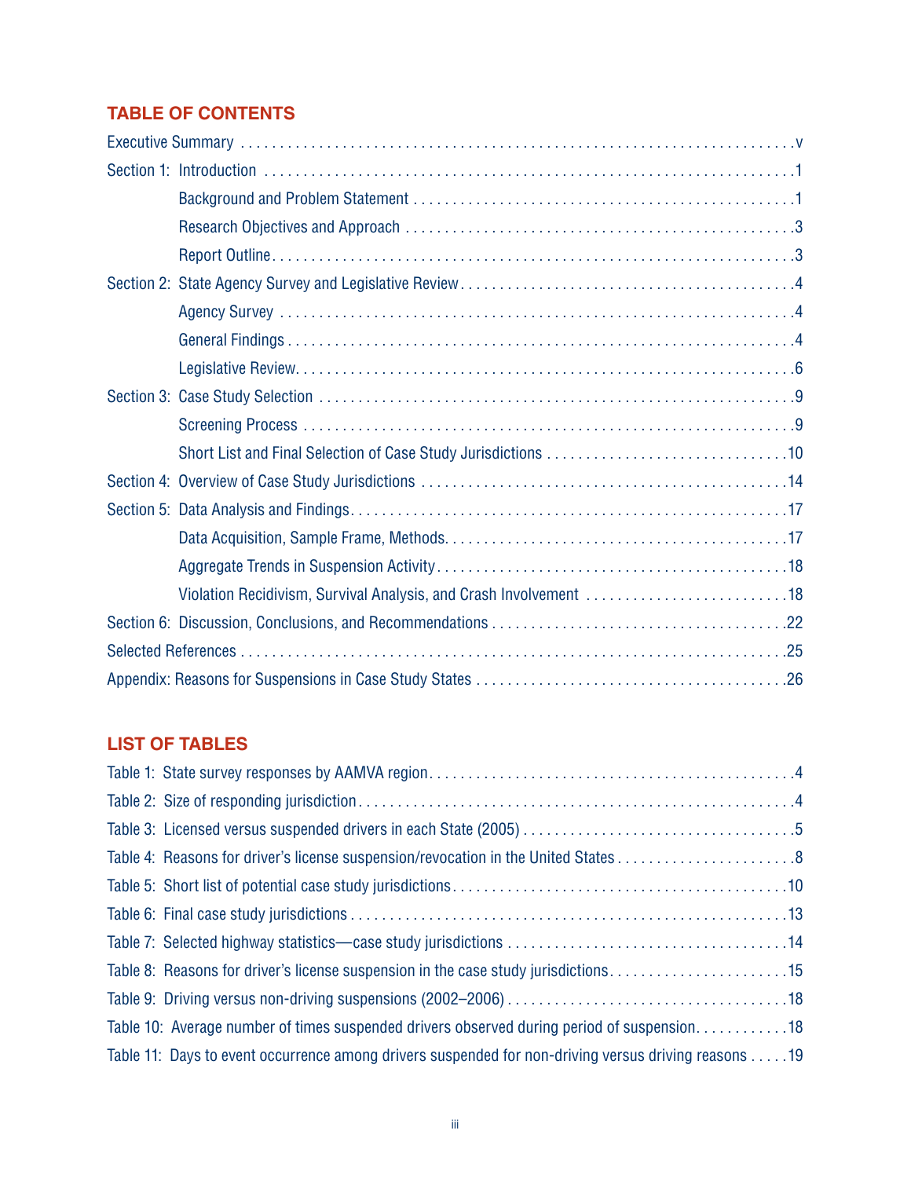## TABLE OF CONTENTS

Executive Summary . . . . . . . . . . v

Section 1: Introduction . . . . . . . . . . 1

- Background and Problem Statement . . . . . . . . . . 1
- Research Objectives and Approach . . . . . . . . . . 3
- Report Outline . . . . . . . . . . 3

Section 2: State Agency Survey and Legislative Review . . . . . . . . . . 4

- Agency Survey . . . . . . . . . . 4
- General Findings . . . . . . . . . . 4
- Legislative Review . . . . . . . . . . 6

Section 3: Case Study Selection . . . . . . . . . . 9

- Screening Process . . . . . . . . . . 9
- Short List and Final Selection of Case Study Jurisdictions . . . . . . . . . . 10

Section 4: Overview of Case Study Jurisdictions . . . . . . . . . . 14

Section 5: Data Analysis and Findings . . . . . . . . . . 17

- Data Acquisition, Sample Frame, Methods . . . . . . . . . . 17
- Aggregate Trends in Suspension Activity . . . . . . . . . . 18
- Violation Recidivism, Survival Analysis, and Crash Involvement . . . . . . . . . . 18

Section 6: Discussion, Conclusions, and Recommendations . . . . . . . . . . 22

Selected References . . . . . . . . . . 25

Appendix: Reasons for Suspensions in Case Study States . . . . . . . . . . 26

## LIST OF TABLES

Table 1: State survey responses by AAMVA region . . . . . . . . . . 4

Table 2: Size of responding jurisdiction . . . . . . . . . . 4

Table 3: Licensed versus suspended drivers in each State (2005) . . . . . . . . . . 5

Table 4: Reasons for driver's license suspension/revocation in the United States . . . . . . . . . . 8

Table 5: Short list of potential case study jurisdictions . . . . . . . . . . 10

Table 6: Final case study jurisdictions . . . . . . . . . . 13

Table 7: Selected highway statistics—case study jurisdictions . . . . . . . . . . 14

Table 8: Reasons for driver's license suspension in the case study jurisdictions . . . . . . . . . . 15

Table 9: Driving versus non-driving suspensions (2002–2006) . . . . . . . . . . 18

Table 10: Average number of times suspended drivers observed during period of suspension . . . . . . . . . . 18

Table 11: Days to event occurrence among drivers suspended for non-driving versus driving reasons . . . . . 19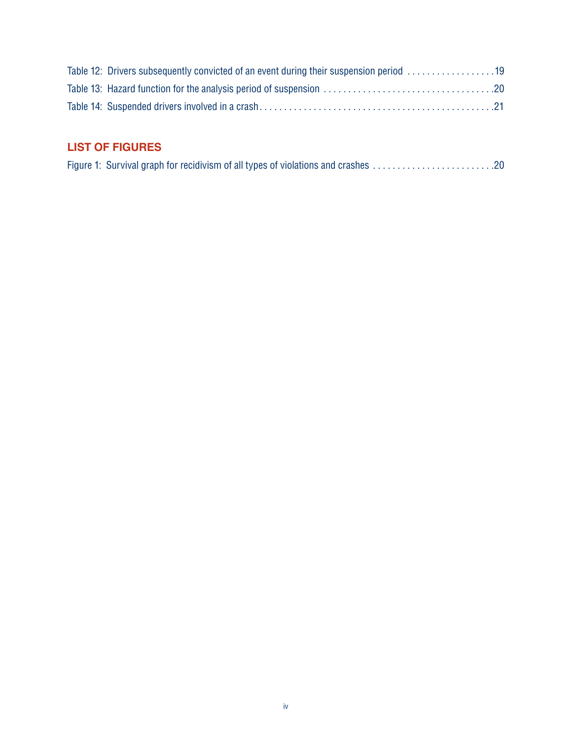Table 12: Drivers subsequently convicted of an event during their suspension period . . . . . . . . . . . . . . . . . . 19

Table 13: Hazard function for the analysis period of suspension . . . . . . . . . . . . . . . . . . . . . . . . . . . . . . . . . . . .20

Table 14: Suspended drivers involved in a crash . . . . . . . . . . . . . . . . . . . . . . . . . . . . . . . . . . . . . . . . . . . . . . . .21

## LIST OF FIGURES

Figure 1: Survival graph for recidivism of all types of violations and crashes . . . . . . . . . . . . . . . . . . . . . . . . .20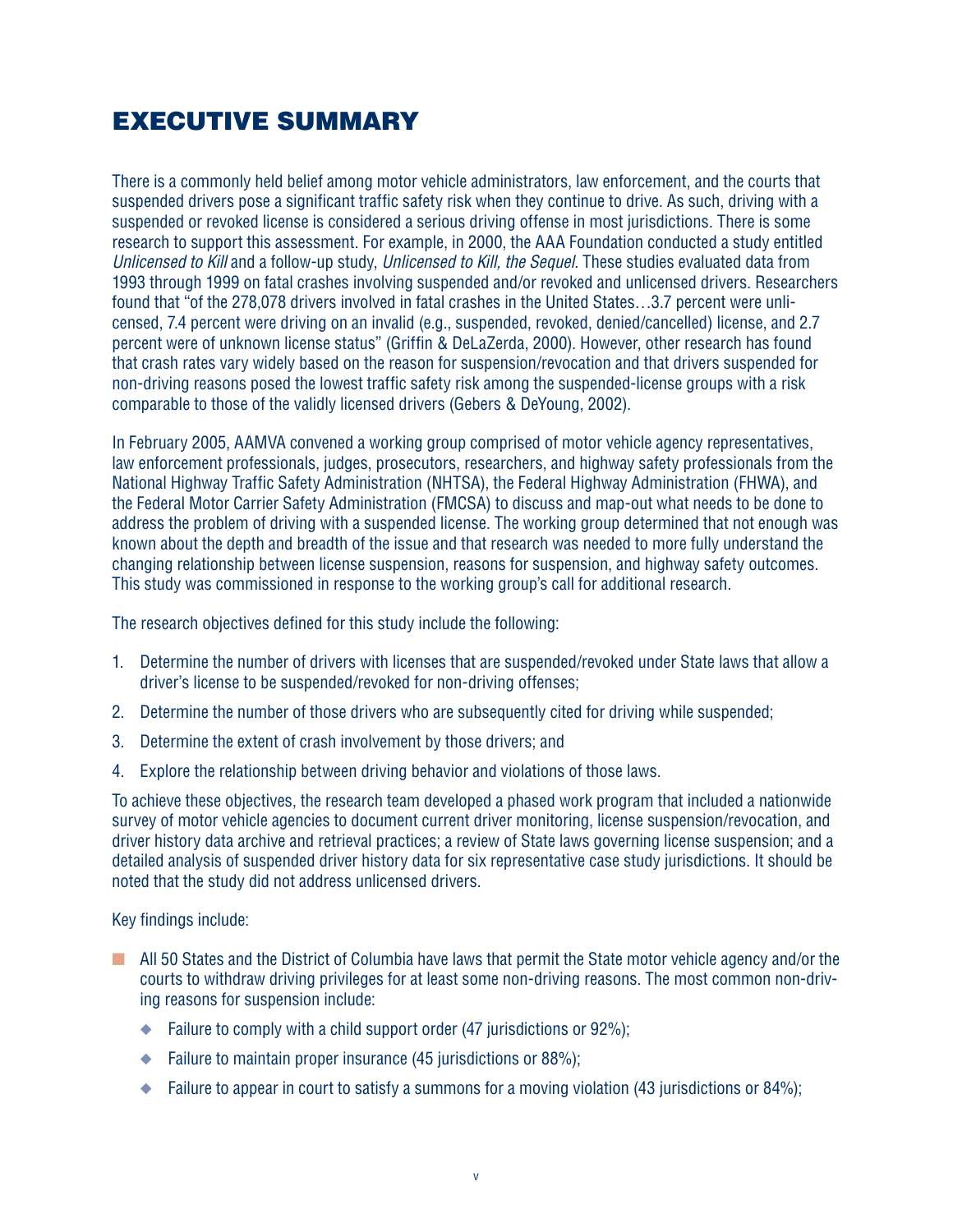# EXECUTIVE SUMMARY

There is a commonly held belief among motor vehicle administrators, law enforcement, and the courts that suspended drivers pose a significant traffic safety risk when they continue to drive. As such, driving with a suspended or revoked license is considered a serious driving offense in most jurisdictions. There is some research to support this assessment. For example, in 2000, the AAA Foundation conducted a study entitled *Unlicensed to Kill* and a follow-up study, *Unlicensed to Kill, the Sequel.* These studies evaluated data from 1993 through 1999 on fatal crashes involving suspended and/or revoked and unlicensed drivers. Researchers found that "of the 278,078 drivers involved in fatal crashes in the United States…3.7 percent were unlicensed, 7.4 percent were driving on an invalid (e.g., suspended, revoked, denied/cancelled) license, and 2.7 percent were of unknown license status" (Griffin & DeLaZerda, 2000). However, other research has found that crash rates vary widely based on the reason for suspension/revocation and that drivers suspended for non-driving reasons posed the lowest traffic safety risk among the suspended-license groups with a risk comparable to those of the validly licensed drivers (Gebers & DeYoung, 2002).

In February 2005, AAMVA convened a working group comprised of motor vehicle agency representatives, law enforcement professionals, judges, prosecutors, researchers, and highway safety professionals from the National Highway Traffic Safety Administration (NHTSA), the Federal Highway Administration (FHWA), and the Federal Motor Carrier Safety Administration (FMCSA) to discuss and map-out what needs to be done to address the problem of driving with a suspended license. The working group determined that not enough was known about the depth and breadth of the issue and that research was needed to more fully understand the changing relationship between license suspension, reasons for suspension, and highway safety outcomes. This study was commissioned in response to the working group's call for additional research.

The research objectives defined for this study include the following:

1. Determine the number of drivers with licenses that are suspended/revoked under State laws that allow a driver's license to be suspended/revoked for non-driving offenses;
2. Determine the number of those drivers who are subsequently cited for driving while suspended;
3. Determine the extent of crash involvement by those drivers; and
4. Explore the relationship between driving behavior and violations of those laws.

To achieve these objectives, the research team developed a phased work program that included a nationwide survey of motor vehicle agencies to document current driver monitoring, license suspension/revocation, and driver history data archive and retrieval practices; a review of State laws governing license suspension; and a detailed analysis of suspended driver history data for six representative case study jurisdictions. It should be noted that the study did not address unlicensed drivers.

Key findings include:

- All 50 States and the District of Columbia have laws that permit the State motor vehicle agency and/or the courts to withdraw driving privileges for at least some non-driving reasons. The most common non-driving reasons for suspension include:
    - Failure to comply with a child support order (47 jurisdictions or 92%);
    - Failure to maintain proper insurance (45 jurisdictions or 88%);
    - Failure to appear in court to satisfy a summons for a moving violation (43 jurisdictions or 84%);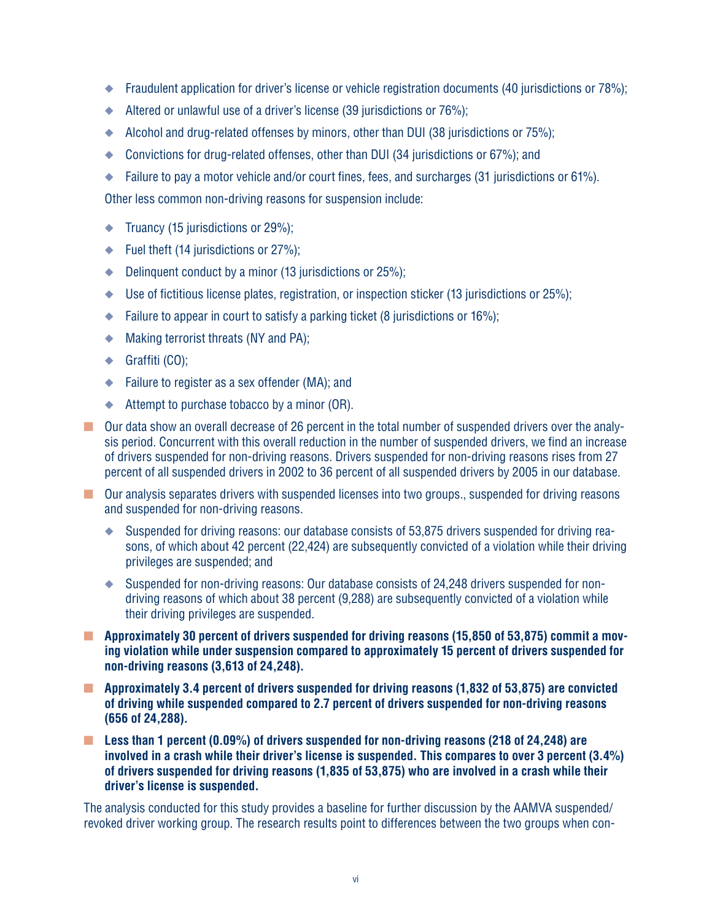- Fraudulent application for driver's license or vehicle registration documents (40 jurisdictions or 78%);
- Altered or unlawful use of a driver's license (39 jurisdictions or 76%);
- Alcohol and drug-related offenses by minors, other than DUI (38 jurisdictions or 75%);
- Convictions for drug-related offenses, other than DUI (34 jurisdictions or 67%); and
- Failure to pay a motor vehicle and/or court fines, fees, and surcharges (31 jurisdictions or 61%).

Other less common non-driving reasons for suspension include:

- Truancy (15 jurisdictions or 29%);
- Fuel theft (14 jurisdictions or 27%);
- Delinquent conduct by a minor (13 jurisdictions or 25%);
- Use of fictitious license plates, registration, or inspection sticker (13 jurisdictions or 25%);
- Failure to appear in court to satisfy a parking ticket (8 jurisdictions or 16%);
- Making terrorist threats (NY and PA);
- Graffiti (CO);
- Failure to register as a sex offender (MA); and
- Attempt to purchase tobacco by a minor (OR).

- Our data show an overall decrease of 26 percent in the total number of suspended drivers over the analysis period. Concurrent with this overall reduction in the number of suspended drivers, we find an increase of drivers suspended for non-driving reasons. Drivers suspended for non-driving reasons rises from 27 percent of all suspended drivers in 2002 to 36 percent of all suspended drivers by 2005 in our database.
- Our analysis separates drivers with suspended licenses into two groups., suspended for driving reasons and suspended for non-driving reasons.
  - Suspended for driving reasons: our database consists of 53,875 drivers suspended for driving reasons, of which about 42 percent (22,424) are subsequently convicted of a violation while their driving privileges are suspended; and
  - Suspended for non-driving reasons: Our database consists of 24,248 drivers suspended for non-driving reasons of which about 38 percent (9,288) are subsequently convicted of a violation while their driving privileges are suspended.
- **Approximately 30 percent of drivers suspended for driving reasons (15,850 of 53,875) commit a moving violation while under suspension compared to approximately 15 percent of drivers suspended for non-driving reasons (3,613 of 24,248).**
- **Approximately 3.4 percent of drivers suspended for driving reasons (1,832 of 53,875) are convicted of driving while suspended compared to 2.7 percent of drivers suspended for non-driving reasons (656 of 24,288).**
- **Less than 1 percent (0.09%) of drivers suspended for non-driving reasons (218 of 24,248) are involved in a crash while their driver's license is suspended. This compares to over 3 percent (3.4%) of drivers suspended for driving reasons (1,835 of 53,875) who are involved in a crash while their driver's license is suspended.**

The analysis conducted for this study provides a baseline for further discussion by the AAMVA suspended/revoked driver working group. The research results point to differences between the two groups when con-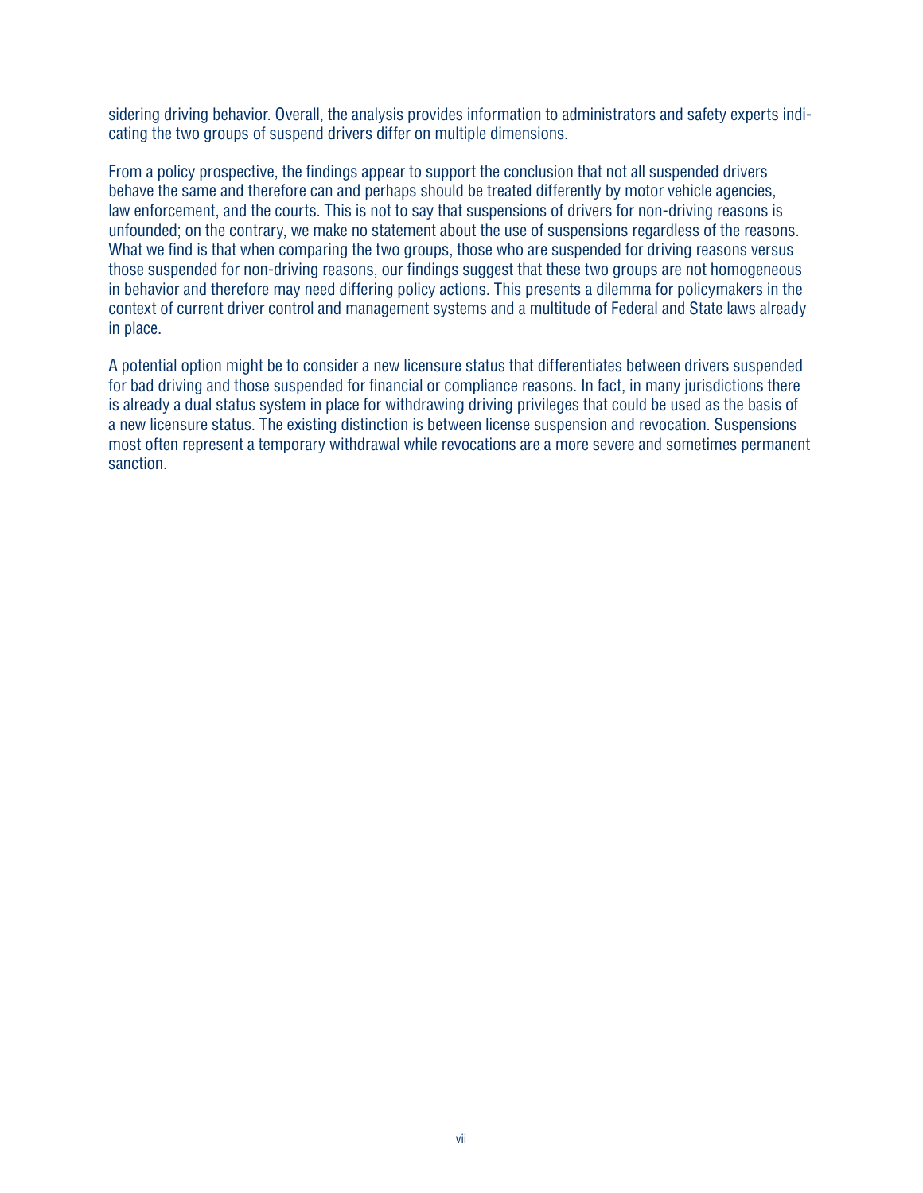sidering driving behavior. Overall, the analysis provides information to administrators and safety experts indicating the two groups of suspend drivers differ on multiple dimensions.

From a policy prospective, the findings appear to support the conclusion that not all suspended drivers behave the same and therefore can and perhaps should be treated differently by motor vehicle agencies, law enforcement, and the courts. This is not to say that suspensions of drivers for non-driving reasons is unfounded; on the contrary, we make no statement about the use of suspensions regardless of the reasons. What we find is that when comparing the two groups, those who are suspended for driving reasons versus those suspended for non-driving reasons, our findings suggest that these two groups are not homogeneous in behavior and therefore may need differing policy actions. This presents a dilemma for policymakers in the context of current driver control and management systems and a multitude of Federal and State laws already in place.

A potential option might be to consider a new licensure status that differentiates between drivers suspended for bad driving and those suspended for financial or compliance reasons. In fact, in many jurisdictions there is already a dual status system in place for withdrawing driving privileges that could be used as the basis of a new licensure status. The existing distinction is between license suspension and revocation. Suspensions most often represent a temporary withdrawal while revocations are a more severe and sometimes permanent sanction.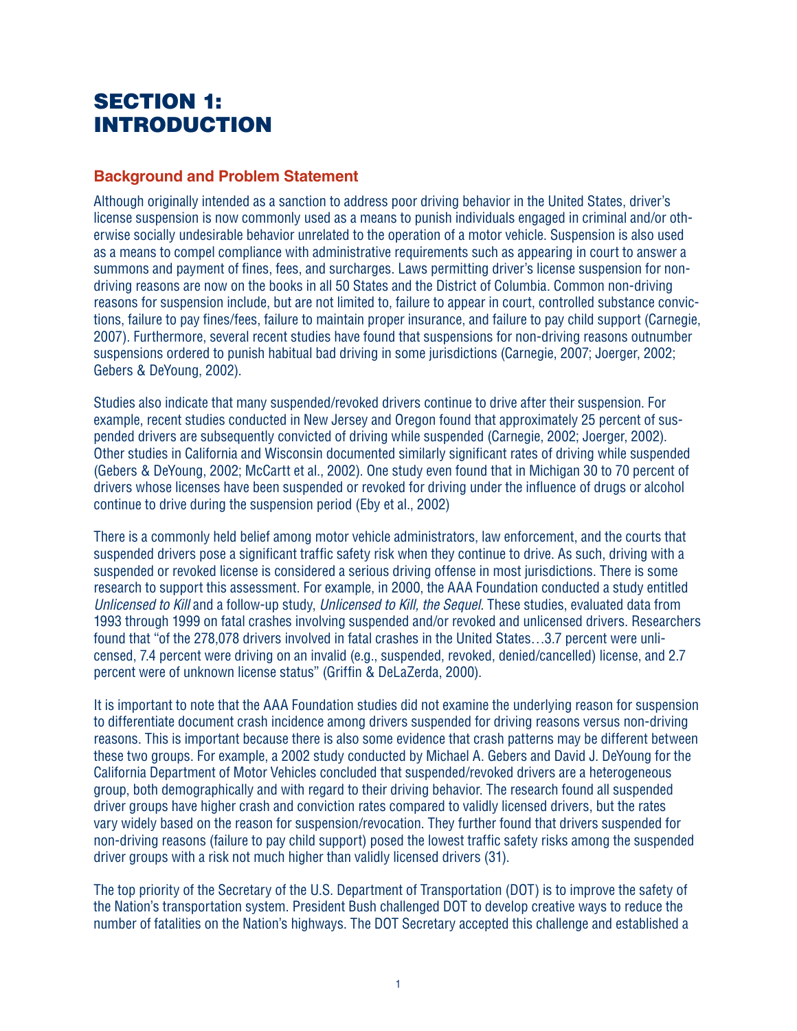# SECTION 1: INTRODUCTION

## Background and Problem Statement

Although originally intended as a sanction to address poor driving behavior in the United States, driver's license suspension is now commonly used as a means to punish individuals engaged in criminal and/or otherwise socially undesirable behavior unrelated to the operation of a motor vehicle. Suspension is also used as a means to compel compliance with administrative requirements such as appearing in court to answer a summons and payment of fines, fees, and surcharges. Laws permitting driver's license suspension for non-driving reasons are now on the books in all 50 States and the District of Columbia. Common non-driving reasons for suspension include, but are not limited to, failure to appear in court, controlled substance convictions, failure to pay fines/fees, failure to maintain proper insurance, and failure to pay child support (Carnegie, 2007). Furthermore, several recent studies have found that suspensions for non-driving reasons outnumber suspensions ordered to punish habitual bad driving in some jurisdictions (Carnegie, 2007; Joerger, 2002; Gebers & DeYoung, 2002).

Studies also indicate that many suspended/revoked drivers continue to drive after their suspension. For example, recent studies conducted in New Jersey and Oregon found that approximately 25 percent of suspended drivers are subsequently convicted of driving while suspended (Carnegie, 2002; Joerger, 2002). Other studies in California and Wisconsin documented similarly significant rates of driving while suspended (Gebers & DeYoung, 2002; McCartt et al., 2002). One study even found that in Michigan 30 to 70 percent of drivers whose licenses have been suspended or revoked for driving under the influence of drugs or alcohol continue to drive during the suspension period (Eby et al., 2002)

There is a commonly held belief among motor vehicle administrators, law enforcement, and the courts that suspended drivers pose a significant traffic safety risk when they continue to drive. As such, driving with a suspended or revoked license is considered a serious driving offense in most jurisdictions. There is some research to support this assessment. For example, in 2000, the AAA Foundation conducted a study entitled *Unlicensed to Kill* and a follow-up study, *Unlicensed to Kill, the Sequel.* These studies, evaluated data from 1993 through 1999 on fatal crashes involving suspended and/or revoked and unlicensed drivers. Researchers found that "of the 278,078 drivers involved in fatal crashes in the United States…3.7 percent were unlicensed, 7.4 percent were driving on an invalid (e.g., suspended, revoked, denied/cancelled) license, and 2.7 percent were of unknown license status" (Griffin & DeLaZerda, 2000).

It is important to note that the AAA Foundation studies did not examine the underlying reason for suspension to differentiate document crash incidence among drivers suspended for driving reasons versus non-driving reasons. This is important because there is also some evidence that crash patterns may be different between these two groups. For example, a 2002 study conducted by Michael A. Gebers and David J. DeYoung for the California Department of Motor Vehicles concluded that suspended/revoked drivers are a heterogeneous group, both demographically and with regard to their driving behavior. The research found all suspended driver groups have higher crash and conviction rates compared to validly licensed drivers, but the rates vary widely based on the reason for suspension/revocation. They further found that drivers suspended for non-driving reasons (failure to pay child support) posed the lowest traffic safety risks among the suspended driver groups with a risk not much higher than validly licensed drivers (31).

The top priority of the Secretary of the U.S. Department of Transportation (DOT) is to improve the safety of the Nation's transportation system. President Bush challenged DOT to develop creative ways to reduce the number of fatalities on the Nation's highways. The DOT Secretary accepted this challenge and established a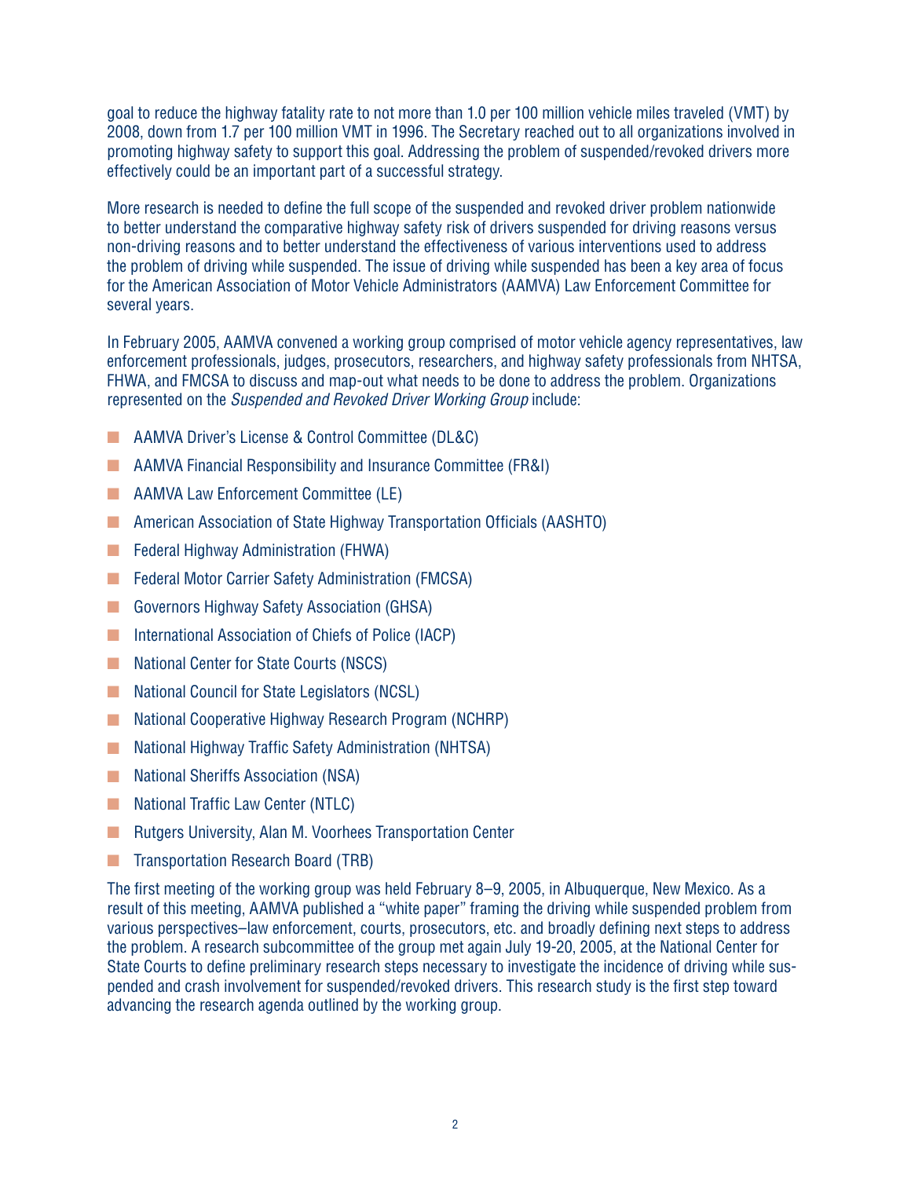goal to reduce the highway fatality rate to not more than 1.0 per 100 million vehicle miles traveled (VMT) by 2008, down from 1.7 per 100 million VMT in 1996. The Secretary reached out to all organizations involved in promoting highway safety to support this goal. Addressing the problem of suspended/revoked drivers more effectively could be an important part of a successful strategy.

More research is needed to define the full scope of the suspended and revoked driver problem nationwide to better understand the comparative highway safety risk of drivers suspended for driving reasons versus non-driving reasons and to better understand the effectiveness of various interventions used to address the problem of driving while suspended. The issue of driving while suspended has been a key area of focus for the American Association of Motor Vehicle Administrators (AAMVA) Law Enforcement Committee for several years.

In February 2005, AAMVA convened a working group comprised of motor vehicle agency representatives, law enforcement professionals, judges, prosecutors, researchers, and highway safety professionals from NHTSA, FHWA, and FMCSA to discuss and map-out what needs to be done to address the problem. Organizations represented on the *Suspended and Revoked Driver Working Group* include:

- AAMVA Driver's License & Control Committee (DL&C)
- AAMVA Financial Responsibility and Insurance Committee (FR&I)
- AAMVA Law Enforcement Committee (LE)
- American Association of State Highway Transportation Officials (AASHTO)
- Federal Highway Administration (FHWA)
- Federal Motor Carrier Safety Administration (FMCSA)
- Governors Highway Safety Association (GHSA)
- International Association of Chiefs of Police (IACP)
- National Center for State Courts (NSCS)
- National Council for State Legislators (NCSL)
- National Cooperative Highway Research Program (NCHRP)
- National Highway Traffic Safety Administration (NHTSA)
- National Sheriffs Association (NSA)
- National Traffic Law Center (NTLC)
- Rutgers University, Alan M. Voorhees Transportation Center
- Transportation Research Board (TRB)

The first meeting of the working group was held February 8–9, 2005, in Albuquerque, New Mexico. As a result of this meeting, AAMVA published a "white paper" framing the driving while suspended problem from various perspectives–law enforcement, courts, prosecutors, etc. and broadly defining next steps to address the problem. A research subcommittee of the group met again July 19-20, 2005, at the National Center for State Courts to define preliminary research steps necessary to investigate the incidence of driving while suspended and crash involvement for suspended/revoked drivers. This research study is the first step toward advancing the research agenda outlined by the working group.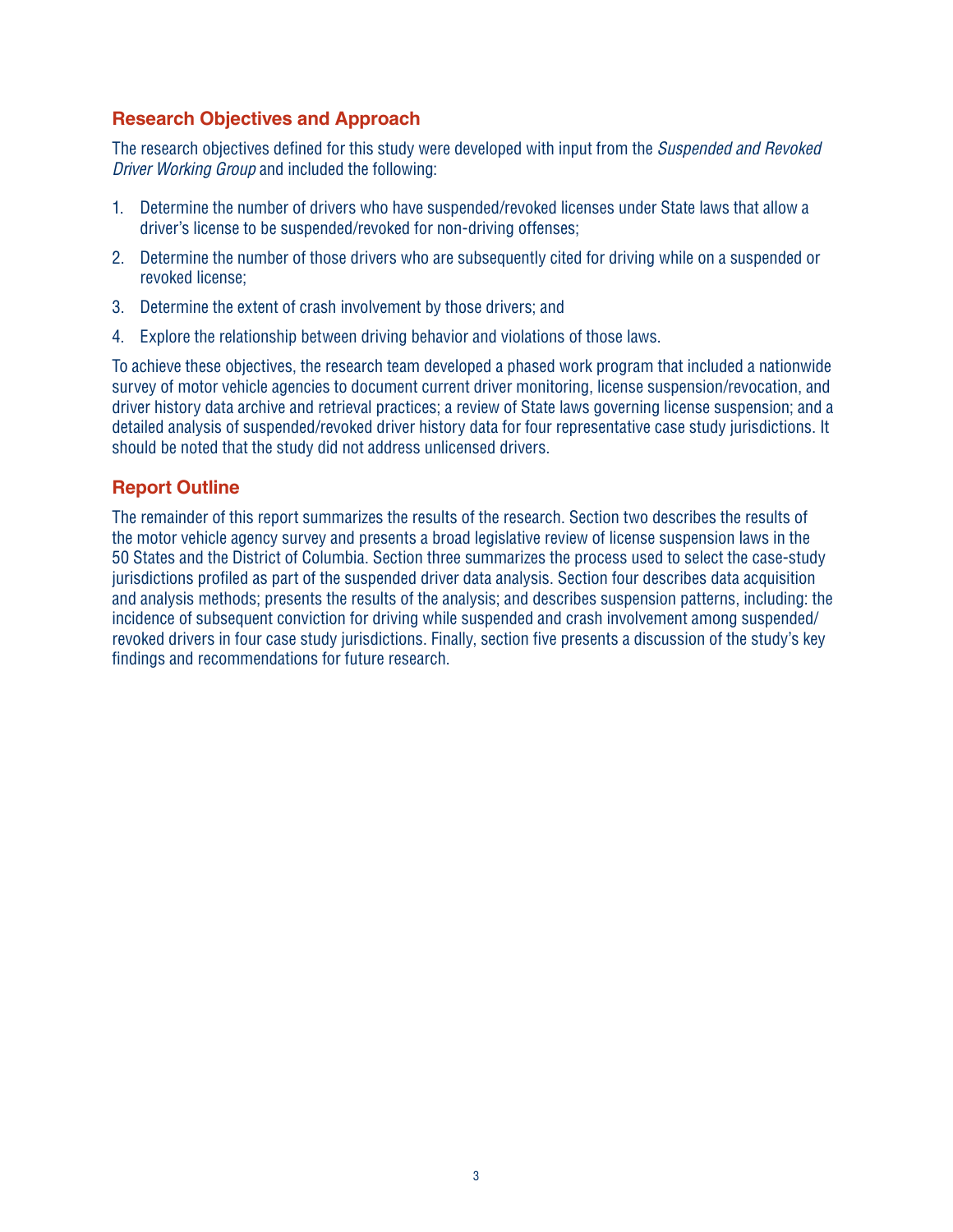## Research Objectives and Approach

The research objectives defined for this study were developed with input from the *Suspended and Revoked Driver Working Group* and included the following:

1. Determine the number of drivers who have suspended/revoked licenses under State laws that allow a driver's license to be suspended/revoked for non-driving offenses;
2. Determine the number of those drivers who are subsequently cited for driving while on a suspended or revoked license;
3. Determine the extent of crash involvement by those drivers; and
4. Explore the relationship between driving behavior and violations of those laws.

To achieve these objectives, the research team developed a phased work program that included a nationwide survey of motor vehicle agencies to document current driver monitoring, license suspension/revocation, and driver history data archive and retrieval practices; a review of State laws governing license suspension; and a detailed analysis of suspended/revoked driver history data for four representative case study jurisdictions. It should be noted that the study did not address unlicensed drivers.

## Report Outline

The remainder of this report summarizes the results of the research. Section two describes the results of the motor vehicle agency survey and presents a broad legislative review of license suspension laws in the 50 States and the District of Columbia. Section three summarizes the process used to select the case-study jurisdictions profiled as part of the suspended driver data analysis. Section four describes data acquisition and analysis methods; presents the results of the analysis; and describes suspension patterns, including: the incidence of subsequent conviction for driving while suspended and crash involvement among suspended/revoked drivers in four case study jurisdictions. Finally, section five presents a discussion of the study's key findings and recommendations for future research.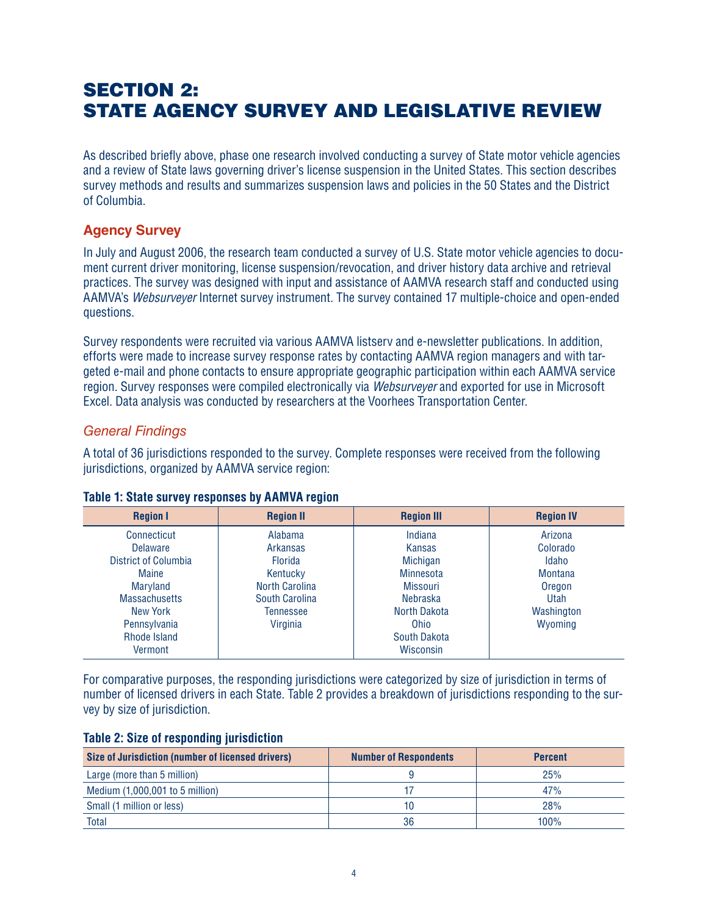# SECTION 2: STATE AGENCY SURVEY AND LEGISLATIVE REVIEW

As described briefly above, phase one research involved conducting a survey of State motor vehicle agencies and a review of State laws governing driver's license suspension in the United States. This section describes survey methods and results and summarizes suspension laws and policies in the 50 States and the District of Columbia.

## Agency Survey

In July and August 2006, the research team conducted a survey of U.S. State motor vehicle agencies to document current driver monitoring, license suspension/revocation, and driver history data archive and retrieval practices. The survey was designed with input and assistance of AAMVA research staff and conducted using AAMVA's *Websurveyer* Internet survey instrument. The survey contained 17 multiple-choice and open-ended questions.

Survey respondents were recruited via various AAMVA listserv and e-newsletter publications. In addition, efforts were made to increase survey response rates by contacting AAMVA region managers and with targeted e-mail and phone contacts to ensure appropriate geographic participation within each AAMVA service region. Survey responses were compiled electronically via *Websurveyer* and exported for use in Microsoft Excel. Data analysis was conducted by researchers at the Voorhees Transportation Center.

### *General Findings*

A total of 36 jurisdictions responded to the survey. Complete responses were received from the following jurisdictions, organized by AAMVA service region:

**Table 1: State survey responses by AAMVA region**

| Region I | Region II | Region III | Region IV |
|---|---|---|---|
| Connecticut | Alabama | Indiana | Arizona |
| Delaware | Arkansas | Kansas | Colorado |
| District of Columbia | Florida | Michigan | Idaho |
| Maine | Kentucky | Minnesota | Montana |
| Maryland | North Carolina | Missouri | Oregon |
| Massachusetts | South Carolina | Nebraska | Utah |
| New York | Tennessee | North Dakota | Washington |
| Pennsylvania | Virginia | Ohio | Wyoming |
| Rhode Island | | South Dakota | |
| Vermont | | Wisconsin | |

For comparative purposes, the responding jurisdictions were categorized by size of jurisdiction in terms of number of licensed drivers in each State. Table 2 provides a breakdown of jurisdictions responding to the survey by size of jurisdiction.

**Table 2: Size of responding jurisdiction**

| Size of Jurisdiction (number of licensed drivers) | Number of Respondents | Percent |
|---|---|---|
| Large (more than 5 million) | 9 | 25% |
| Medium (1,000,001 to 5 million) | 17 | 47% |
| Small (1 million or less) | 10 | 28% |
| Total | 36 | 100% |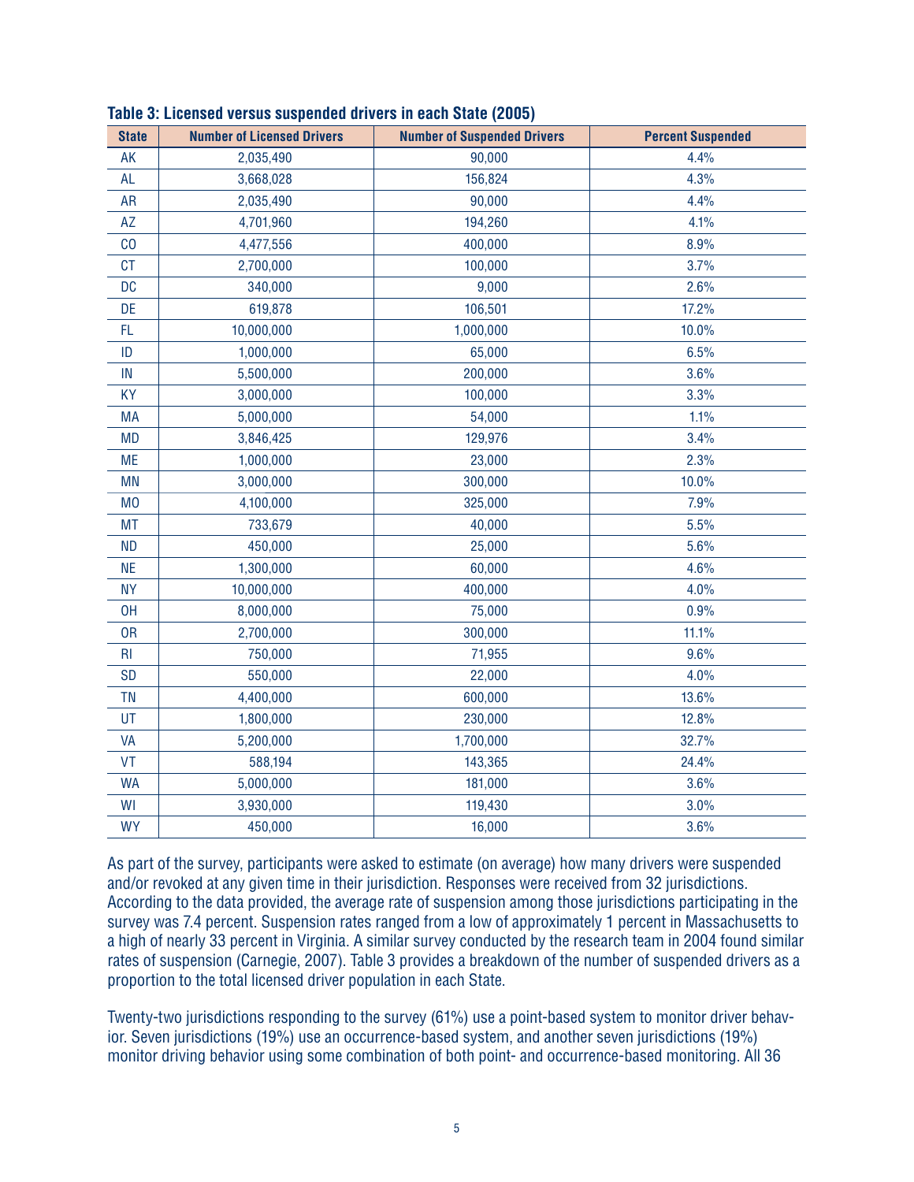**Table 3: Licensed versus suspended drivers in each State (2005)**

| State | Number of Licensed Drivers | Number of Suspended Drivers | Percent Suspended |
|---|---|---|---|
| AK | 2,035,490 | 90,000 | 4.4% |
| AL | 3,668,028 | 156,824 | 4.3% |
| AR | 2,035,490 | 90,000 | 4.4% |
| AZ | 4,701,960 | 194,260 | 4.1% |
| CO | 4,477,556 | 400,000 | 8.9% |
| CT | 2,700,000 | 100,000 | 3.7% |
| DC | 340,000 | 9,000 | 2.6% |
| DE | 619,878 | 106,501 | 17.2% |
| FL | 10,000,000 | 1,000,000 | 10.0% |
| ID | 1,000,000 | 65,000 | 6.5% |
| IN | 5,500,000 | 200,000 | 3.6% |
| KY | 3,000,000 | 100,000 | 3.3% |
| MA | 5,000,000 | 54,000 | 1.1% |
| MD | 3,846,425 | 129,976 | 3.4% |
| ME | 1,000,000 | 23,000 | 2.3% |
| MN | 3,000,000 | 300,000 | 10.0% |
| MO | 4,100,000 | 325,000 | 7.9% |
| MT | 733,679 | 40,000 | 5.5% |
| ND | 450,000 | 25,000 | 5.6% |
| NE | 1,300,000 | 60,000 | 4.6% |
| NY | 10,000,000 | 400,000 | 4.0% |
| OH | 8,000,000 | 75,000 | 0.9% |
| OR | 2,700,000 | 300,000 | 11.1% |
| RI | 750,000 | 71,955 | 9.6% |
| SD | 550,000 | 22,000 | 4.0% |
| TN | 4,400,000 | 600,000 | 13.6% |
| UT | 1,800,000 | 230,000 | 12.8% |
| VA | 5,200,000 | 1,700,000 | 32.7% |
| VT | 588,194 | 143,365 | 24.4% |
| WA | 5,000,000 | 181,000 | 3.6% |
| WI | 3,930,000 | 119,430 | 3.0% |
| WY | 450,000 | 16,000 | 3.6% |

As part of the survey, participants were asked to estimate (on average) how many drivers were suspended and/or revoked at any given time in their jurisdiction. Responses were received from 32 jurisdictions. According to the data provided, the average rate of suspension among those jurisdictions participating in the survey was 7.4 percent. Suspension rates ranged from a low of approximately 1 percent in Massachusetts to a high of nearly 33 percent in Virginia. A similar survey conducted by the research team in 2004 found similar rates of suspension (Carnegie, 2007). Table 3 provides a breakdown of the number of suspended drivers as a proportion to the total licensed driver population in each State.

Twenty-two jurisdictions responding to the survey (61%) use a point-based system to monitor driver behavior. Seven jurisdictions (19%) use an occurrence-based system, and another seven jurisdictions (19%) monitor driving behavior using some combination of both point- and occurrence-based monitoring. All 36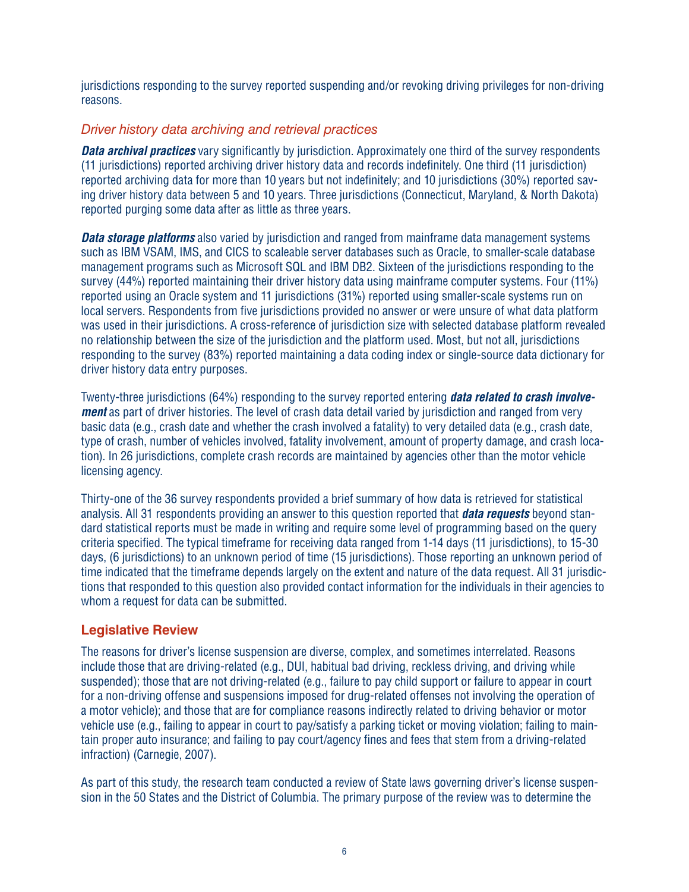jurisdictions responding to the survey reported suspending and/or revoking driving privileges for non-driving reasons.

### *Driver history data archiving and retrieval practices*

***Data archival practices*** vary significantly by jurisdiction. Approximately one third of the survey respondents (11 jurisdictions) reported archiving driver history data and records indefinitely. One third (11 jurisdiction) reported archiving data for more than 10 years but not indefinitely; and 10 jurisdictions (30%) reported saving driver history data between 5 and 10 years. Three jurisdictions (Connecticut, Maryland, & North Dakota) reported purging some data after as little as three years.

***Data storage platforms*** also varied by jurisdiction and ranged from mainframe data management systems such as IBM VSAM, IMS, and CICS to scaleable server databases such as Oracle, to smaller-scale database management programs such as Microsoft SQL and IBM DB2. Sixteen of the jurisdictions responding to the survey (44%) reported maintaining their driver history data using mainframe computer systems. Four (11%) reported using an Oracle system and 11 jurisdictions (31%) reported using smaller-scale systems run on local servers. Respondents from five jurisdictions provided no answer or were unsure of what data platform was used in their jurisdictions. A cross-reference of jurisdiction size with selected database platform revealed no relationship between the size of the jurisdiction and the platform used. Most, but not all, jurisdictions responding to the survey (83%) reported maintaining a data coding index or single-source data dictionary for driver history data entry purposes.

Twenty-three jurisdictions (64%) responding to the survey reported entering ***data related to crash involvement*** as part of driver histories. The level of crash data detail varied by jurisdiction and ranged from very basic data (e.g., crash date and whether the crash involved a fatality) to very detailed data (e.g., crash date, type of crash, number of vehicles involved, fatality involvement, amount of property damage, and crash location). In 26 jurisdictions, complete crash records are maintained by agencies other than the motor vehicle licensing agency.

Thirty-one of the 36 survey respondents provided a brief summary of how data is retrieved for statistical analysis. All 31 respondents providing an answer to this question reported that ***data requests*** beyond standard statistical reports must be made in writing and require some level of programming based on the query criteria specified. The typical timeframe for receiving data ranged from 1-14 days (11 jurisdictions), to 15-30 days, (6 jurisdictions) to an unknown period of time (15 jurisdictions). Those reporting an unknown period of time indicated that the timeframe depends largely on the extent and nature of the data request. All 31 jurisdictions that responded to this question also provided contact information for the individuals in their agencies to whom a request for data can be submitted.

## Legislative Review

The reasons for driver's license suspension are diverse, complex, and sometimes interrelated. Reasons include those that are driving-related (e.g., DUI, habitual bad driving, reckless driving, and driving while suspended); those that are not driving-related (e.g., failure to pay child support or failure to appear in court for a non-driving offense and suspensions imposed for drug-related offenses not involving the operation of a motor vehicle); and those that are for compliance reasons indirectly related to driving behavior or motor vehicle use (e.g., failing to appear in court to pay/satisfy a parking ticket or moving violation; failing to maintain proper auto insurance; and failing to pay court/agency fines and fees that stem from a driving-related infraction) (Carnegie, 2007).

As part of this study, the research team conducted a review of State laws governing driver's license suspension in the 50 States and the District of Columbia. The primary purpose of the review was to determine the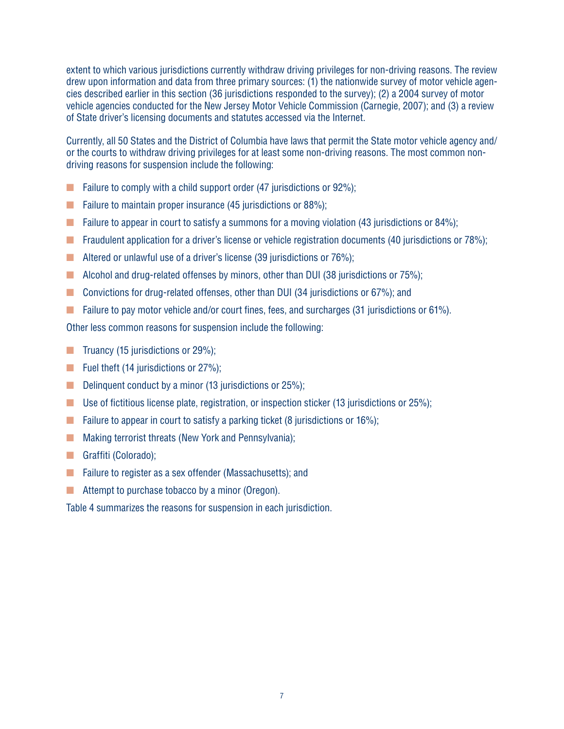extent to which various jurisdictions currently withdraw driving privileges for non-driving reasons. The review drew upon information and data from three primary sources: (1) the nationwide survey of motor vehicle agencies described earlier in this section (36 jurisdictions responded to the survey); (2) a 2004 survey of motor vehicle agencies conducted for the New Jersey Motor Vehicle Commission (Carnegie, 2007); and (3) a review of State driver's licensing documents and statutes accessed via the Internet.

Currently, all 50 States and the District of Columbia have laws that permit the State motor vehicle agency and/or the courts to withdraw driving privileges for at least some non-driving reasons. The most common non-driving reasons for suspension include the following:

- Failure to comply with a child support order (47 jurisdictions or 92%);
- Failure to maintain proper insurance (45 jurisdictions or 88%);
- Failure to appear in court to satisfy a summons for a moving violation (43 jurisdictions or 84%);
- Fraudulent application for a driver's license or vehicle registration documents (40 jurisdictions or 78%);
- Altered or unlawful use of a driver's license (39 jurisdictions or 76%);
- Alcohol and drug-related offenses by minors, other than DUI (38 jurisdictions or 75%);
- Convictions for drug-related offenses, other than DUI (34 jurisdictions or 67%); and
- Failure to pay motor vehicle and/or court fines, fees, and surcharges (31 jurisdictions or 61%).

Other less common reasons for suspension include the following:

- Truancy (15 jurisdictions or 29%);
- Fuel theft (14 jurisdictions or 27%);
- Delinquent conduct by a minor (13 jurisdictions or 25%);
- Use of fictitious license plate, registration, or inspection sticker (13 jurisdictions or 25%);
- Failure to appear in court to satisfy a parking ticket (8 jurisdictions or 16%);
- Making terrorist threats (New York and Pennsylvania);
- Graffiti (Colorado);
- Failure to register as a sex offender (Massachusetts); and
- Attempt to purchase tobacco by a minor (Oregon).

Table 4 summarizes the reasons for suspension in each jurisdiction.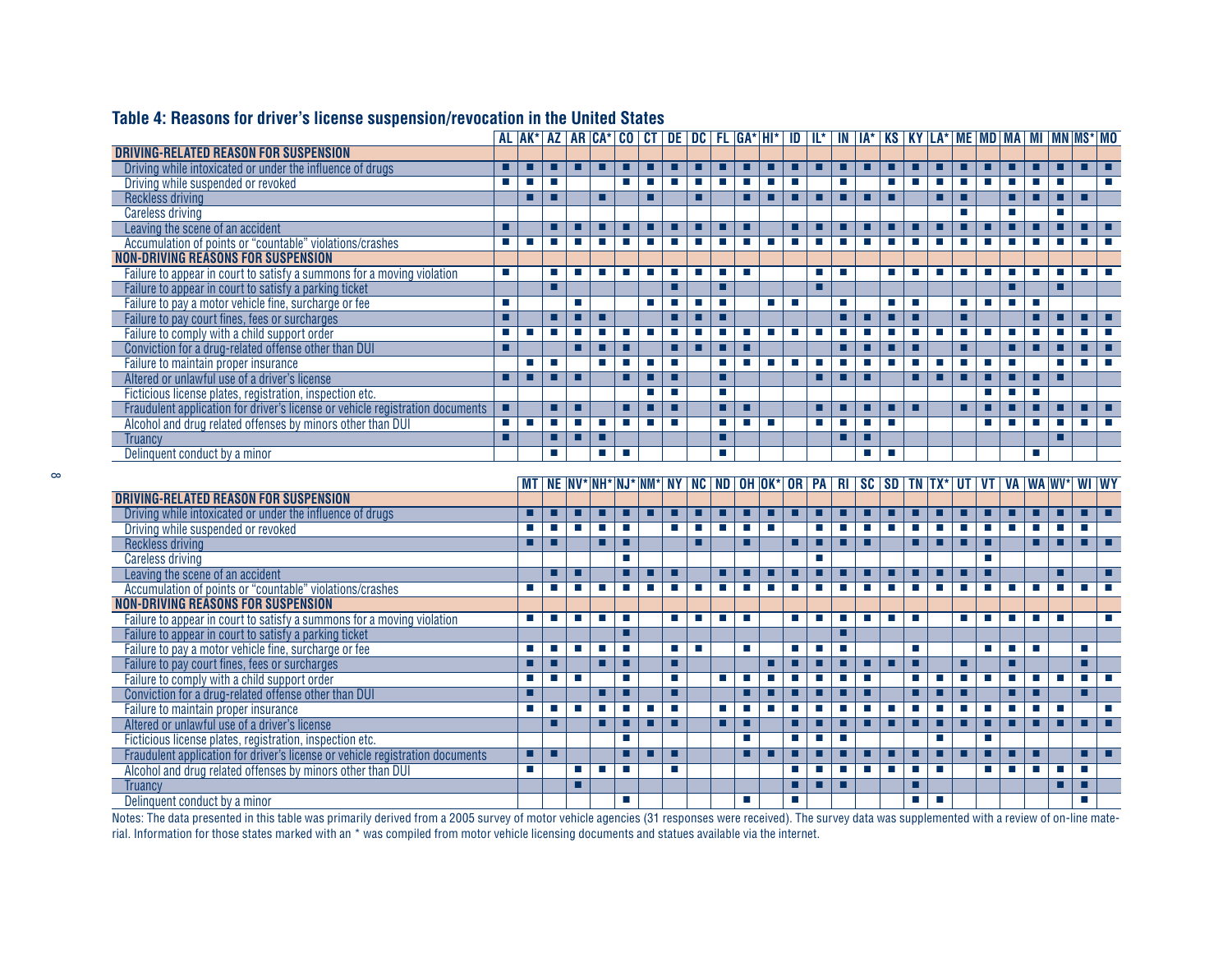## Table 4: Reasons for driver's license suspension/revocation in the United States

| | AL | AK* | AZ | AR | CA* | CO | CT | DE | DC | FL | GA* | HI* | ID | IL* | IN | IA* | KS | KY | LA* | ME | MD | MA | MI | MN | MS* | MO |
|---|---|---|---|---|---|---|---|---|---|---|---|---|---|---|---|---|---|---|---|---|---|---|---|---|---|---|
| **DRIVING-RELATED REASON FOR SUSPENSION** | | | | | | | | | | | | | | | | | | | | | | | | | | |
| Driving while intoxicated or under the influence of drugs | ■ | ■ | ■ | ■ | ■ | ■ | ■ | ■ | ■ | ■ | ■ | ■ | ■ | ■ | ■ | ■ | ■ | ■ | ■ | ■ | ■ | ■ | ■ | ■ | ■ | ■ |
| Driving while suspended or revoked | ■ | ■ | ■ | | | ■ | ■ | ■ | ■ | ■ | ■ | ■ | ■ | | ■ | | ■ | ■ | ■ | ■ | ■ | ■ | ■ | ■ | | ■ |
| Reckless driving | | ■ | ■ | | ■ | | ■ | | ■ | | ■ | ■ | ■ | ■ | ■ | ■ | ■ | | ■ | ■ | | ■ | ■ | ■ | ■ | |
| Careless driving | | | | | | | | | | | | | | | | | | | | ■ | | ■ | | ■ | | |
| Leaving the scene of an accident | ■ | | ■ | ■ | ■ | ■ | ■ | ■ | ■ | ■ | ■ | | ■ | ■ | ■ | ■ | ■ | ■ | ■ | ■ | ■ | ■ | ■ | ■ | ■ | ■ |
| Accumulation of points or "countable" violations/crashes | ■ | ■ | ■ | ■ | ■ | ■ | ■ | ■ | ■ | ■ | ■ | ■ | ■ | ■ | ■ | ■ | ■ | ■ | ■ | ■ | ■ | ■ | ■ | ■ | ■ | ■ |
| **NON-DRIVING REASONS FOR SUSPENSION** | | | | | | | | | | | | | | | | | | | | | | | | | | |
| Failure to appear in court to satisfy a summons for a moving violation | ■ | | ■ | ■ | ■ | ■ | ■ | ■ | ■ | ■ | ■ | | | ■ | ■ | | ■ | ■ | ■ | ■ | ■ | ■ | ■ | ■ | ■ | ■ |
| Failure to appear in court to satisfy a parking ticket | | | ■ | | | | | ■ | | ■ | | | | ■ | | | | | | | | ■ | | ■ | | |
| Failure to pay a motor vehicle fine, surcharge or fee | ■ | | | ■ | | | ■ | ■ | ■ | ■ | | ■ | ■ | | ■ | | ■ | ■ | | ■ | ■ | ■ | ■ | | | |
| Failure to pay court fines, fees or surcharges | ■ | | ■ | ■ | ■ | | | ■ | ■ | ■ | | | | | ■ | ■ | ■ | ■ | | ■ | | | ■ | ■ | ■ | ■ |
| Failure to comply with a child support order | ■ | ■ | ■ | ■ | ■ | ■ | ■ | ■ | ■ | ■ | ■ | ■ | ■ | ■ | ■ | ■ | ■ | ■ | ■ | ■ | ■ | ■ | ■ | ■ | ■ | ■ |
| Conviction for a drug-related offense other than DUI | ■ | | | ■ | ■ | ■ | | ■ | ■ | ■ | ■ | | | | ■ | ■ | ■ | ■ | | ■ | | ■ | ■ | ■ | ■ | ■ |
| Failure to maintain proper insurance | | ■ | ■ | | ■ | ■ | ■ | ■ | | ■ | ■ | ■ | ■ | ■ | ■ | ■ | ■ | ■ | ■ | ■ | ■ | ■ | | ■ | ■ | ■ |
| Altered or unlawful use of a driver's license | ■ | ■ | ■ | ■ | | ■ | ■ | ■ | | ■ | | | | ■ | ■ | ■ | | ■ | ■ | ■ | ■ | ■ | ■ | ■ | | |
| Ficticious license plates, registration, inspection etc. | | | | | | | ■ | ■ | | ■ | | | | | | | | | | | ■ | ■ | ■ | | | |
| Fraudulent application for driver's license or vehicle registration documents | ■ | | ■ | ■ | | ■ | ■ | ■ | | ■ | ■ | | | ■ | ■ | ■ | ■ | ■ | | ■ | ■ | ■ | ■ | ■ | ■ | ■ |
| Alcohol and drug related offenses by minors other than DUI | ■ | ■ | ■ | ■ | ■ | ■ | ■ | ■ | | ■ | ■ | ■ | | ■ | ■ | ■ | ■ | | | | ■ | ■ | ■ | ■ | ■ | ■ |
| Truancy | ■ | | ■ | ■ | ■ | | | | | ■ | | | | | ■ | ■ | | | | | | | | ■ | | |
| Delinquent conduct by a minor | | | ■ | | ■ | ■ | | | | ■ | | | | | | ■ | ■ | | | | | | ■ | | | |

| | MT | NE | NV* | NH* | NJ* | NM* | NY | NC | ND | OH | OK* | OR | PA | RI | SC | SD | TN | TX* | UT | VT | VA | WA | WV* | WI | WY |
|---|---|---|---|---|---|---|---|---|---|---|---|---|---|---|---|---|---|---|---|---|---|---|---|---|---|
| **DRIVING-RELATED REASON FOR SUSPENSION** | | | | | | | | | | | | | | | | | | | | | | | | | |
| Driving while intoxicated or under the influence of drugs | ■ | ■ | ■ | ■ | ■ | ■ | ■ | ■ | ■ | ■ | ■ | ■ | ■ | ■ | ■ | ■ | ■ | ■ | ■ | ■ | ■ | ■ | ■ | ■ | ■ |
| Driving while suspended or revoked | ■ | ■ | ■ | ■ | ■ | | ■ | ■ | ■ | ■ | ■ | | ■ | ■ | ■ | ■ | ■ | ■ | ■ | ■ | ■ | ■ | ■ | ■ | |
| Reckless driving | ■ | ■ | | ■ | ■ | | | ■ | | ■ | | ■ | ■ | ■ | ■ | | ■ | ■ | ■ | ■ | | ■ | ■ | ■ | ■ |
| Careless driving | | | | | ■ | | | | | | | | ■ | | | | | | | ■ | | | | | |
| Leaving the scene of an accident | | ■ | ■ | | ■ | ■ | ■ | | ■ | ■ | ■ | ■ | ■ | ■ | ■ | ■ | ■ | ■ | ■ | ■ | | | ■ | | ■ |
| Accumulation of points or "countable" violations/crashes | ■ | ■ | ■ | ■ | ■ | ■ | ■ | ■ | ■ | ■ | ■ | ■ | ■ | ■ | ■ | ■ | ■ | ■ | ■ | ■ | ■ | ■ | ■ | ■ | ■ |
| **NON-DRIVING REASONS FOR SUSPENSION** | | | | | | | | | | | | | | | | | | | | | | | | | |
| Failure to appear in court to satisfy a summons for a moving violation | ■ | ■ | ■ | ■ | ■ | | ■ | ■ | ■ | ■ | | ■ | ■ | ■ | ■ | ■ | ■ | | ■ | ■ | ■ | ■ | ■ | | ■ |
| Failure to appear in court to satisfy a parking ticket | | | | | ■ | | | | | | | | | ■ | | | | | | | | | | | |
| Failure to pay a motor vehicle fine, surcharge or fee | ■ | ■ | ■ | ■ | ■ | | ■ | ■ | | ■ | | ■ | ■ | ■ | | | ■ | | | ■ | ■ | ■ | | ■ | |
| Failure to pay court fines, fees or surcharges | ■ | ■ | | ■ | ■ | | ■ | | | | ■ | ■ | ■ | ■ | ■ | ■ | ■ | | ■ | | ■ | | | ■ | |
| Failure to comply with a child support order | ■ | ■ | ■ | | ■ | | ■ | | ■ | ■ | ■ | ■ | ■ | ■ | ■ | | ■ | ■ | ■ | ■ | ■ | ■ | ■ | ■ | ■ |
| Conviction for a drug-related offense other than DUI | ■ | | | ■ | ■ | | ■ | | | ■ | ■ | ■ | ■ | ■ | ■ | | ■ | ■ | ■ | | ■ | ■ | | ■ | |
| Failure to maintain proper insurance | ■ | ■ | ■ | ■ | ■ | ■ | ■ | | ■ | ■ | ■ | ■ | ■ | ■ | ■ | ■ | ■ | ■ | ■ | ■ | ■ | ■ | ■ | | ■ |
| Altered or unlawful use of a driver's license | | ■ | | ■ | ■ | ■ | ■ | | ■ | ■ | | ■ | ■ | ■ | ■ | ■ | ■ | ■ | ■ | ■ | ■ | ■ | ■ | ■ | ■ |
| Ficticious license plates, registration, inspection etc. | | | | | ■ | | | | | ■ | | ■ | ■ | ■ | | | | ■ | | ■ | | | | | |
| Fraudulent application for driver's license or vehicle registration documents | ■ | ■ | | | ■ | ■ | ■ | | | ■ | ■ | ■ | ■ | ■ | ■ | ■ | ■ | ■ | ■ | ■ | ■ | ■ | | ■ | ■ |
| Alcohol and drug related offenses by minors other than DUI | ■ | | ■ | ■ | ■ | | ■ | | | | | ■ | ■ | ■ | ■ | ■ | ■ | ■ | | ■ | ■ | ■ | ■ | ■ | |
| Truancy | | | ■ | | | | | | | | | ■ | ■ | ■ | | | ■ | | | | | | ■ | ■ | |
| Delinquent conduct by a minor | | | | | ■ | | | | | ■ | | ■ | | | | | ■ | ■ | | | | | | ■ | |

Notes: The data presented in this table was primarily derived from a 2005 survey of motor vehicle agencies (31 responses were received). The survey data was supplemented with a review of on-line material. Information for those states marked with an * was compiled from motor vehicle licensing documents and statues available via the internet.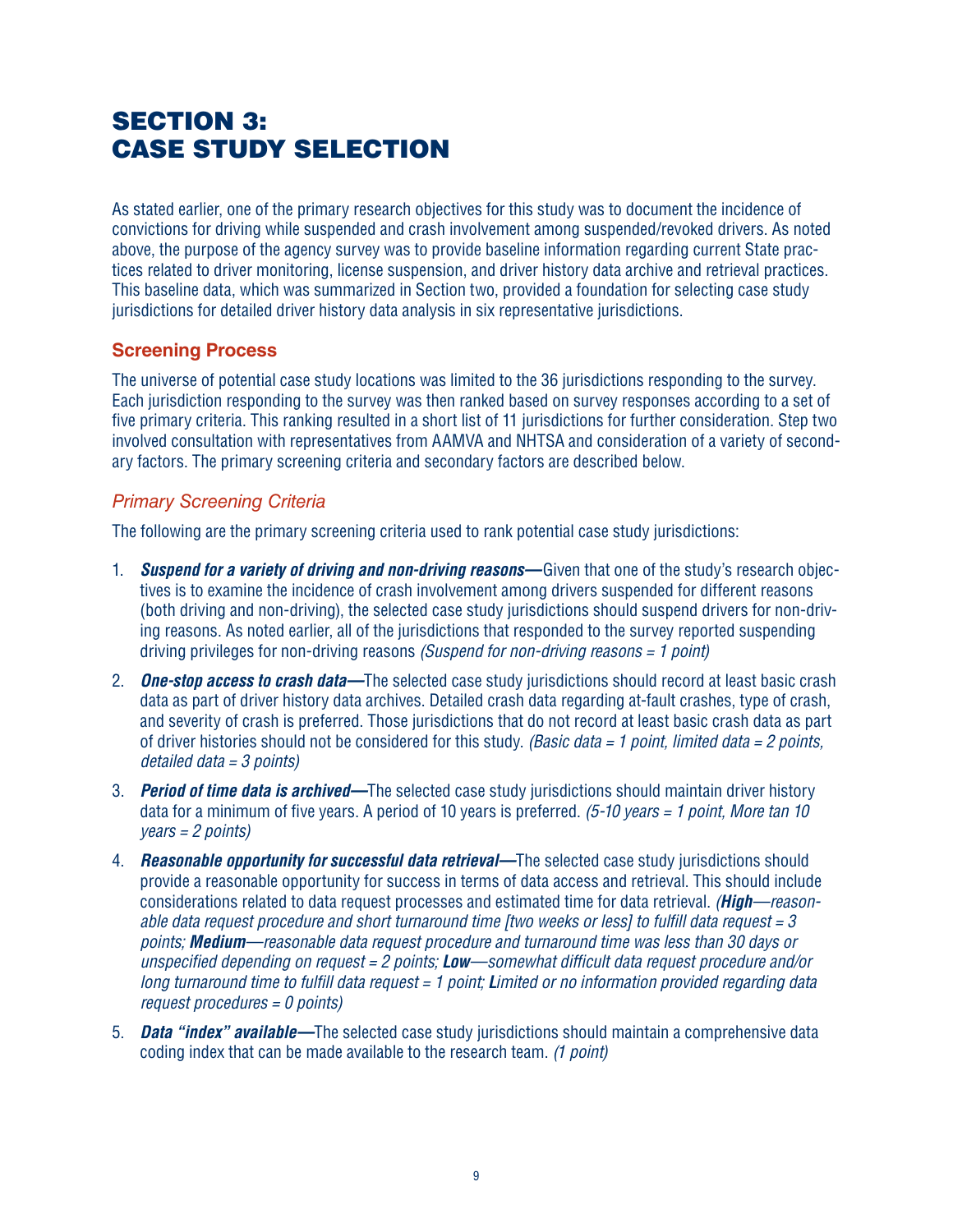# SECTION 3: CASE STUDY SELECTION

As stated earlier, one of the primary research objectives for this study was to document the incidence of convictions for driving while suspended and crash involvement among suspended/revoked drivers. As noted above, the purpose of the agency survey was to provide baseline information regarding current State practices related to driver monitoring, license suspension, and driver history data archive and retrieval practices. This baseline data, which was summarized in Section two, provided a foundation for selecting case study jurisdictions for detailed driver history data analysis in six representative jurisdictions.

## Screening Process

The universe of potential case study locations was limited to the 36 jurisdictions responding to the survey. Each jurisdiction responding to the survey was then ranked based on survey responses according to a set of five primary criteria. This ranking resulted in a short list of 11 jurisdictions for further consideration. Step two involved consultation with representatives from AAMVA and NHTSA and consideration of a variety of secondary factors. The primary screening criteria and secondary factors are described below.

### *Primary Screening Criteria*

The following are the primary screening criteria used to rank potential case study jurisdictions:

1. ***Suspend for a variety of driving and non-driving reasons—***Given that one of the study's research objectives is to examine the incidence of crash involvement among drivers suspended for different reasons (both driving and non-driving), the selected case study jurisdictions should suspend drivers for non-driving reasons. As noted earlier, all of the jurisdictions that responded to the survey reported suspending driving privileges for non-driving reasons *(Suspend for non-driving reasons = 1 point)*
2. ***One-stop access to crash data—***The selected case study jurisdictions should record at least basic crash data as part of driver history data archives. Detailed crash data regarding at-fault crashes, type of crash, and severity of crash is preferred. Those jurisdictions that do not record at least basic crash data as part of driver histories should not be considered for this study. *(Basic data = 1 point, limited data = 2 points, detailed data = 3 points)*
3. ***Period of time data is archived—***The selected case study jurisdictions should maintain driver history data for a minimum of five years. A period of 10 years is preferred. *(5-10 years = 1 point, More tan 10 years = 2 points)*
4. ***Reasonable opportunity for successful data retrieval—***The selected case study jurisdictions should provide a reasonable opportunity for success in terms of data access and retrieval. This should include considerations related to data request processes and estimated time for data retrieval. *(**High**—reasonable data request procedure and short turnaround time [two weeks or less] to fulfill data request = 3 points; **Medium**—reasonable data request procedure and turnaround time was less than 30 days or unspecified depending on request = 2 points; **Low**—somewhat difficult data request procedure and/or long turnaround time to fulfill data request = 1 point; **L**imited or no information provided regarding data request procedures = 0 points)*
5. ***Data "index" available—***The selected case study jurisdictions should maintain a comprehensive data coding index that can be made available to the research team. *(1 point)*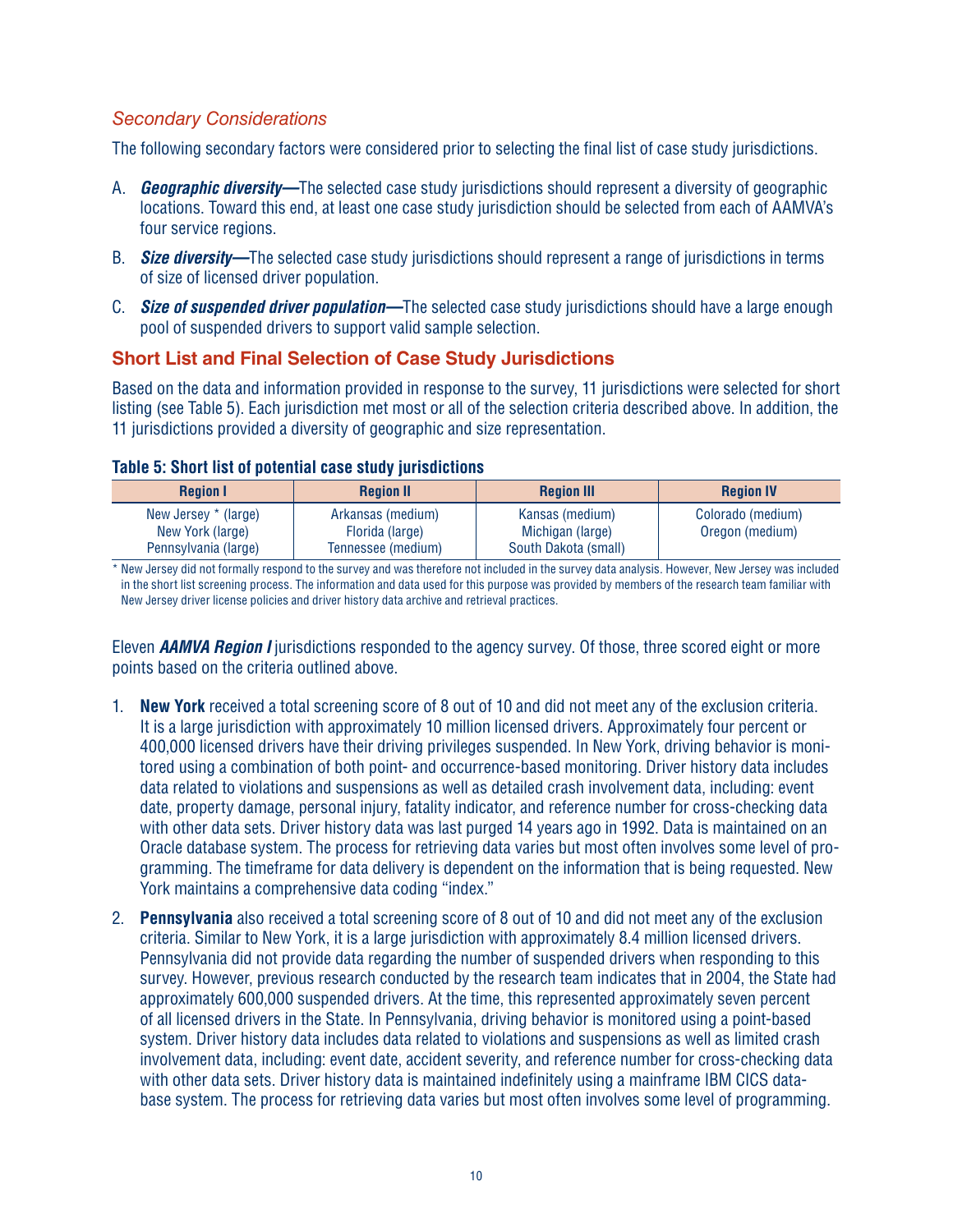### *Secondary Considerations*

The following secondary factors were considered prior to selecting the final list of case study jurisdictions.

A. ***Geographic diversity—***The selected case study jurisdictions should represent a diversity of geographic locations. Toward this end, at least one case study jurisdiction should be selected from each of AAMVA's four service regions.

B. ***Size diversity—***The selected case study jurisdictions should represent a range of jurisdictions in terms of size of licensed driver population.

C. ***Size of suspended driver population—***The selected case study jurisdictions should have a large enough pool of suspended drivers to support valid sample selection.

## Short List and Final Selection of Case Study Jurisdictions

Based on the data and information provided in response to the survey, 11 jurisdictions were selected for short listing (see Table 5). Each jurisdiction met most or all of the selection criteria described above. In addition, the 11 jurisdictions provided a diversity of geographic and size representation.

**Table 5: Short list of potential case study jurisdictions**

| Region I | Region II | Region III | Region IV |
|---|---|---|---|
| New Jersey * (large)<br>New York (large)<br>Pennsylvania (large) | Arkansas (medium)<br>Florida (large)<br>Tennessee (medium) | Kansas (medium)<br>Michigan (large)<br>South Dakota (small) | Colorado (medium)<br>Oregon (medium) |

\* New Jersey did not formally respond to the survey and was therefore not included in the survey data analysis. However, New Jersey was included in the short list screening process. The information and data used for this purpose was provided by members of the research team familiar with New Jersey driver license policies and driver history data archive and retrieval practices.

Eleven ***AAMVA Region I*** jurisdictions responded to the agency survey. Of those, three scored eight or more points based on the criteria outlined above.

1. **New York** received a total screening score of 8 out of 10 and did not meet any of the exclusion criteria. It is a large jurisdiction with approximately 10 million licensed drivers. Approximately four percent or 400,000 licensed drivers have their driving privileges suspended. In New York, driving behavior is monitored using a combination of both point- and occurrence-based monitoring. Driver history data includes data related to violations and suspensions as well as detailed crash involvement data, including: event date, property damage, personal injury, fatality indicator, and reference number for cross-checking data with other data sets. Driver history data was last purged 14 years ago in 1992. Data is maintained on an Oracle database system. The process for retrieving data varies but most often involves some level of programming. The timeframe for data delivery is dependent on the information that is being requested. New York maintains a comprehensive data coding "index."

2. **Pennsylvania** also received a total screening score of 8 out of 10 and did not meet any of the exclusion criteria. Similar to New York, it is a large jurisdiction with approximately 8.4 million licensed drivers. Pennsylvania did not provide data regarding the number of suspended drivers when responding to this survey. However, previous research conducted by the research team indicates that in 2004, the State had approximately 600,000 suspended drivers. At the time, this represented approximately seven percent of all licensed drivers in the State. In Pennsylvania, driving behavior is monitored using a point-based system. Driver history data includes data related to violations and suspensions as well as limited crash involvement data, including: event date, accident severity, and reference number for cross-checking data with other data sets. Driver history data is maintained indefinitely using a mainframe IBM CICS database system. The process for retrieving data varies but most often involves some level of programming.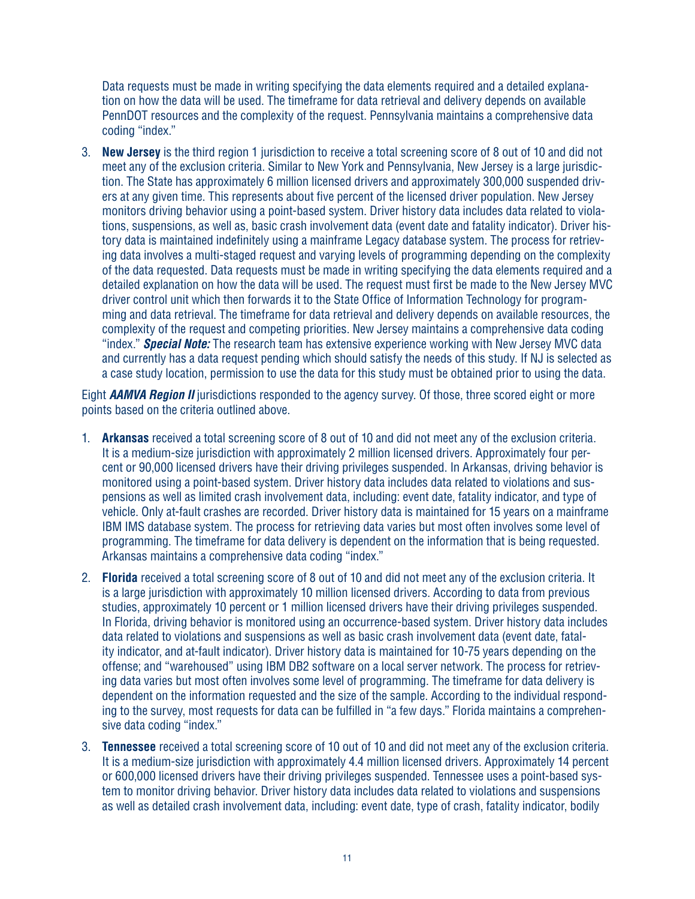Data requests must be made in writing specifying the data elements required and a detailed explanation on how the data will be used. The timeframe for data retrieval and delivery depends on available PennDOT resources and the complexity of the request. Pennsylvania maintains a comprehensive data coding "index."

3. **New Jersey** is the third region 1 jurisdiction to receive a total screening score of 8 out of 10 and did not meet any of the exclusion criteria. Similar to New York and Pennsylvania, New Jersey is a large jurisdiction. The State has approximately 6 million licensed drivers and approximately 300,000 suspended drivers at any given time. This represents about five percent of the licensed driver population. New Jersey monitors driving behavior using a point-based system. Driver history data includes data related to violations, suspensions, as well as, basic crash involvement data (event date and fatality indicator). Driver history data is maintained indefinitely using a mainframe Legacy database system. The process for retrieving data involves a multi-staged request and varying levels of programming depending on the complexity of the data requested. Data requests must be made in writing specifying the data elements required and a detailed explanation on how the data will be used. The request must first be made to the New Jersey MVC driver control unit which then forwards it to the State Office of Information Technology for programming and data retrieval. The timeframe for data retrieval and delivery depends on available resources, the complexity of the request and competing priorities. New Jersey maintains a comprehensive data coding "index." ***Special Note:*** The research team has extensive experience working with New Jersey MVC data and currently has a data request pending which should satisfy the needs of this study. If NJ is selected as a case study location, permission to use the data for this study must be obtained prior to using the data.

Eight ***AAMVA Region II*** jurisdictions responded to the agency survey. Of those, three scored eight or more points based on the criteria outlined above.

1. **Arkansas** received a total screening score of 8 out of 10 and did not meet any of the exclusion criteria. It is a medium-size jurisdiction with approximately 2 million licensed drivers. Approximately four percent or 90,000 licensed drivers have their driving privileges suspended. In Arkansas, driving behavior is monitored using a point-based system. Driver history data includes data related to violations and suspensions as well as limited crash involvement data, including: event date, fatality indicator, and type of vehicle. Only at-fault crashes are recorded. Driver history data is maintained for 15 years on a mainframe IBM IMS database system. The process for retrieving data varies but most often involves some level of programming. The timeframe for data delivery is dependent on the information that is being requested. Arkansas maintains a comprehensive data coding "index."
2. **Florida** received a total screening score of 8 out of 10 and did not meet any of the exclusion criteria. It is a large jurisdiction with approximately 10 million licensed drivers. According to data from previous studies, approximately 10 percent or 1 million licensed drivers have their driving privileges suspended. In Florida, driving behavior is monitored using an occurrence-based system. Driver history data includes data related to violations and suspensions as well as basic crash involvement data (event date, fatality indicator, and at-fault indicator). Driver history data is maintained for 10-75 years depending on the offense; and "warehoused" using IBM DB2 software on a local server network. The process for retrieving data varies but most often involves some level of programming. The timeframe for data delivery is dependent on the information requested and the size of the sample. According to the individual responding to the survey, most requests for data can be fulfilled in "a few days." Florida maintains a comprehensive data coding "index."
3. **Tennessee** received a total screening score of 10 out of 10 and did not meet any of the exclusion criteria. It is a medium-size jurisdiction with approximately 4.4 million licensed drivers. Approximately 14 percent or 600,000 licensed drivers have their driving privileges suspended. Tennessee uses a point-based system to monitor driving behavior. Driver history data includes data related to violations and suspensions as well as detailed crash involvement data, including: event date, type of crash, fatality indicator, bodily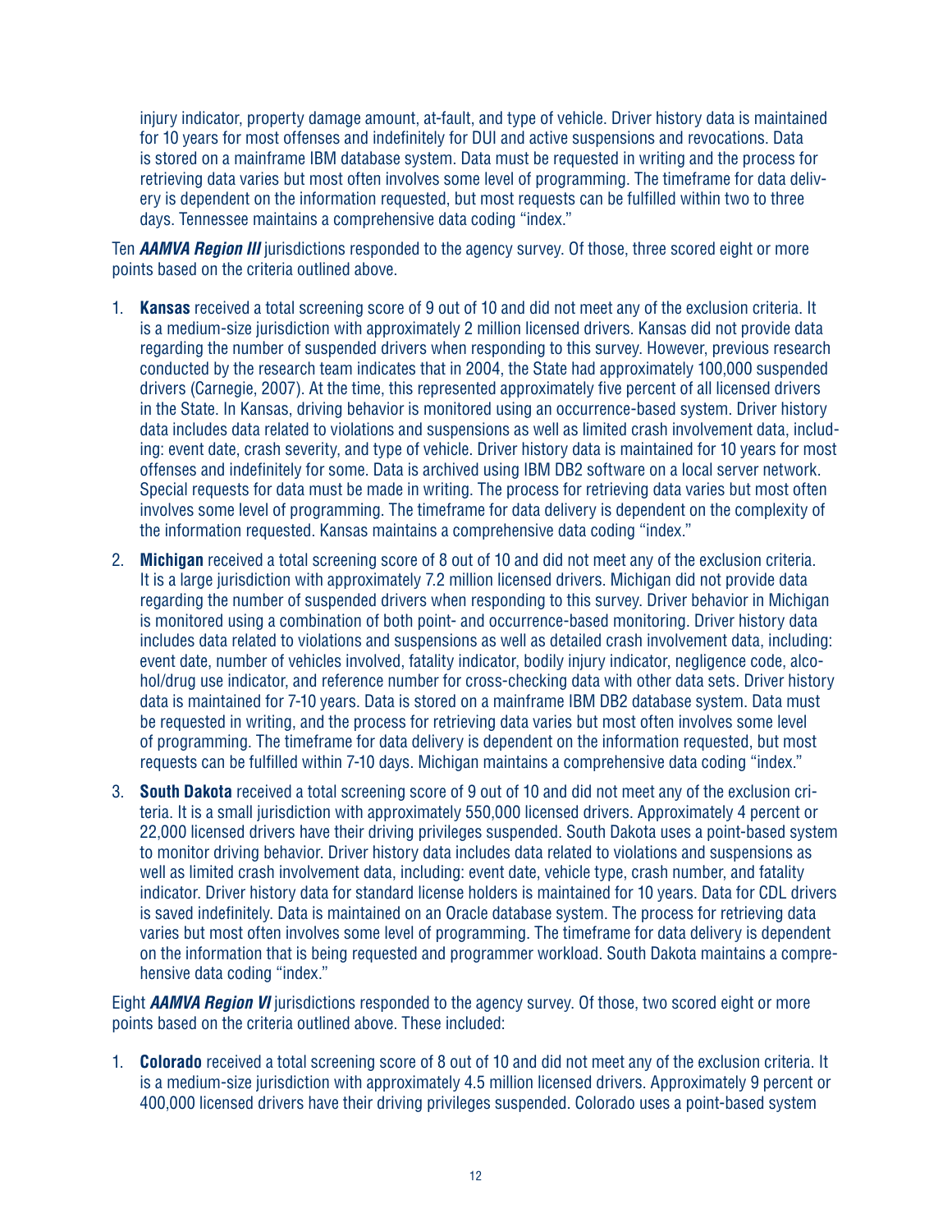injury indicator, property damage amount, at-fault, and type of vehicle. Driver history data is maintained for 10 years for most offenses and indefinitely for DUI and active suspensions and revocations. Data is stored on a mainframe IBM database system. Data must be requested in writing and the process for retrieving data varies but most often involves some level of programming. The timeframe for data delivery is dependent on the information requested, but most requests can be fulfilled within two to three days. Tennessee maintains a comprehensive data coding "index."

Ten ***AAMVA Region III*** jurisdictions responded to the agency survey. Of those, three scored eight or more points based on the criteria outlined above.

1. **Kansas** received a total screening score of 9 out of 10 and did not meet any of the exclusion criteria. It is a medium-size jurisdiction with approximately 2 million licensed drivers. Kansas did not provide data regarding the number of suspended drivers when responding to this survey. However, previous research conducted by the research team indicates that in 2004, the State had approximately 100,000 suspended drivers (Carnegie, 2007). At the time, this represented approximately five percent of all licensed drivers in the State. In Kansas, driving behavior is monitored using an occurrence-based system. Driver history data includes data related to violations and suspensions as well as limited crash involvement data, including: event date, crash severity, and type of vehicle. Driver history data is maintained for 10 years for most offenses and indefinitely for some. Data is archived using IBM DB2 software on a local server network. Special requests for data must be made in writing. The process for retrieving data varies but most often involves some level of programming. The timeframe for data delivery is dependent on the complexity of the information requested. Kansas maintains a comprehensive data coding "index."
2. **Michigan** received a total screening score of 8 out of 10 and did not meet any of the exclusion criteria. It is a large jurisdiction with approximately 7.2 million licensed drivers. Michigan did not provide data regarding the number of suspended drivers when responding to this survey. Driver behavior in Michigan is monitored using a combination of both point- and occurrence-based monitoring. Driver history data includes data related to violations and suspensions as well as detailed crash involvement data, including: event date, number of vehicles involved, fatality indicator, bodily injury indicator, negligence code, alcohol/drug use indicator, and reference number for cross-checking data with other data sets. Driver history data is maintained for 7-10 years. Data is stored on a mainframe IBM DB2 database system. Data must be requested in writing, and the process for retrieving data varies but most often involves some level of programming. The timeframe for data delivery is dependent on the information requested, but most requests can be fulfilled within 7-10 days. Michigan maintains a comprehensive data coding "index."
3. **South Dakota** received a total screening score of 9 out of 10 and did not meet any of the exclusion criteria. It is a small jurisdiction with approximately 550,000 licensed drivers. Approximately 4 percent or 22,000 licensed drivers have their driving privileges suspended. South Dakota uses a point-based system to monitor driving behavior. Driver history data includes data related to violations and suspensions as well as limited crash involvement data, including: event date, vehicle type, crash number, and fatality indicator. Driver history data for standard license holders is maintained for 10 years. Data for CDL drivers is saved indefinitely. Data is maintained on an Oracle database system. The process for retrieving data varies but most often involves some level of programming. The timeframe for data delivery is dependent on the information that is being requested and programmer workload. South Dakota maintains a comprehensive data coding "index."

Eight ***AAMVA Region VI*** jurisdictions responded to the agency survey. Of those, two scored eight or more points based on the criteria outlined above. These included:

1. **Colorado** received a total screening score of 8 out of 10 and did not meet any of the exclusion criteria. It is a medium-size jurisdiction with approximately 4.5 million licensed drivers. Approximately 9 percent or 400,000 licensed drivers have their driving privileges suspended. Colorado uses a point-based system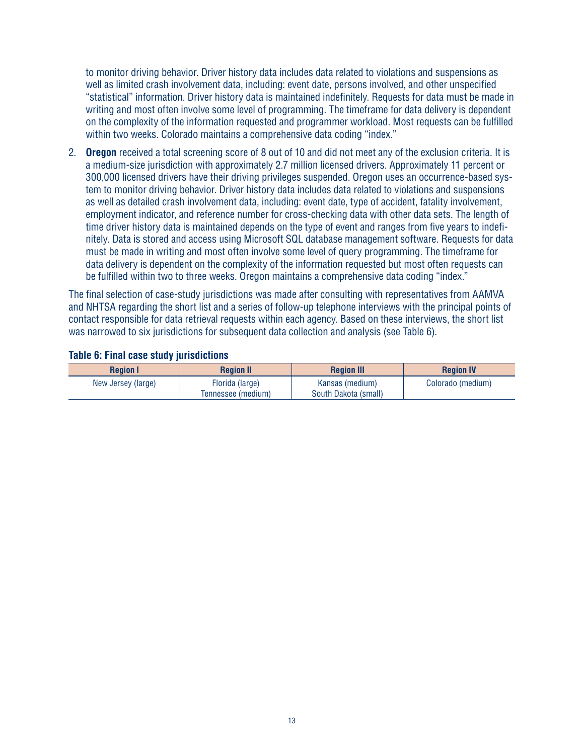to monitor driving behavior. Driver history data includes data related to violations and suspensions as well as limited crash involvement data, including: event date, persons involved, and other unspecified "statistical" information. Driver history data is maintained indefinitely. Requests for data must be made in writing and most often involve some level of programming. The timeframe for data delivery is dependent on the complexity of the information requested and programmer workload. Most requests can be fulfilled within two weeks. Colorado maintains a comprehensive data coding "index."

2. **Oregon** received a total screening score of 8 out of 10 and did not meet any of the exclusion criteria. It is a medium-size jurisdiction with approximately 2.7 million licensed drivers. Approximately 11 percent or 300,000 licensed drivers have their driving privileges suspended. Oregon uses an occurrence-based system to monitor driving behavior. Driver history data includes data related to violations and suspensions as well as detailed crash involvement data, including: event date, type of accident, fatality involvement, employment indicator, and reference number for cross-checking data with other data sets. The length of time driver history data is maintained depends on the type of event and ranges from five years to indefinitely. Data is stored and access using Microsoft SQL database management software. Requests for data must be made in writing and most often involve some level of query programming. The timeframe for data delivery is dependent on the complexity of the information requested but most often requests can be fulfilled within two to three weeks. Oregon maintains a comprehensive data coding "index."

The final selection of case-study jurisdictions was made after consulting with representatives from AAMVA and NHTSA regarding the short list and a series of follow-up telephone interviews with the principal points of contact responsible for data retrieval requests within each agency. Based on these interviews, the short list was narrowed to six jurisdictions for subsequent data collection and analysis (see Table 6).

**Table 6: Final case study jurisdictions**

| Region I | Region II | Region III | Region IV |
|---|---|---|---|
| New Jersey (large) | Florida (large)<br>Tennessee (medium) | Kansas (medium)<br>South Dakota (small) | Colorado (medium) |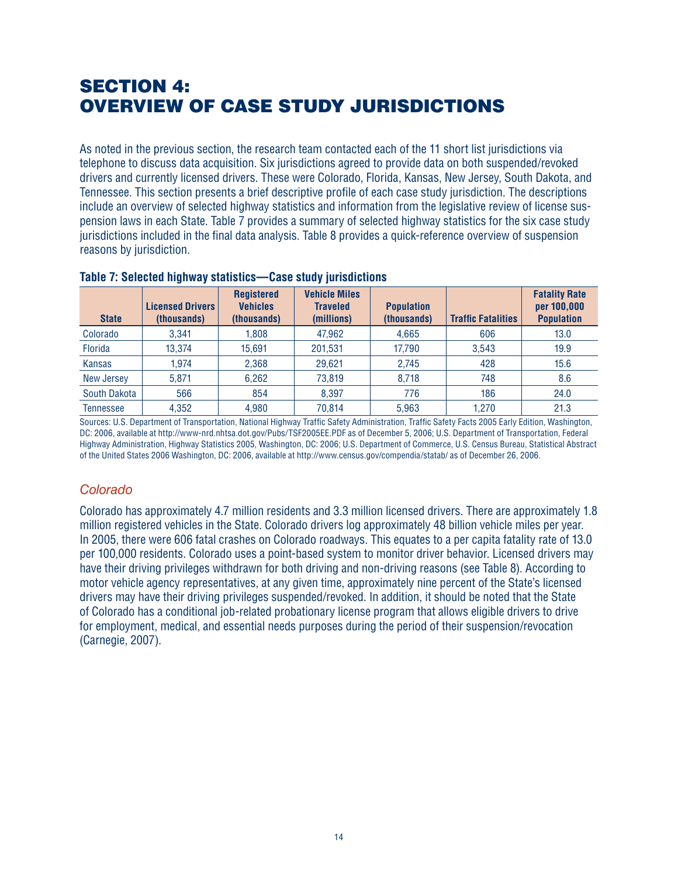# SECTION 4: OVERVIEW OF CASE STUDY JURISDICTIONS

As noted in the previous section, the research team contacted each of the 11 short list jurisdictions via telephone to discuss data acquisition. Six jurisdictions agreed to provide data on both suspended/revoked drivers and currently licensed drivers. These were Colorado, Florida, Kansas, New Jersey, South Dakota, and Tennessee. This section presents a brief descriptive profile of each case study jurisdiction. The descriptions include an overview of selected highway statistics and information from the legislative review of license suspension laws in each State. Table 7 provides a summary of selected highway statistics for the six case study jurisdictions included in the final data analysis. Table 8 provides a quick-reference overview of suspension reasons by jurisdiction.

**Table 7: Selected highway statistics—Case study jurisdictions**

| State | Licensed Drivers (thousands) | Registered Vehicles (thousands) | Vehicle Miles Traveled (millions) | Population (thousands) | Traffic Fatalities | Fatality Rate per 100,000 Population |
|---|---|---|---|---|---|---|
| Colorado | 3,341 | 1,808 | 47,962 | 4,665 | 606 | 13.0 |
| Florida | 13,374 | 15,691 | 201,531 | 17,790 | 3,543 | 19.9 |
| Kansas | 1,974 | 2,368 | 29,621 | 2,745 | 428 | 15.6 |
| New Jersey | 5,871 | 6,262 | 73,819 | 8,718 | 748 | 8.6 |
| South Dakota | 566 | 854 | 8,397 | 776 | 186 | 24.0 |
| Tennessee | 4,352 | 4,980 | 70,814 | 5,963 | 1,270 | 21.3 |

Sources: U.S. Department of Transportation, National Highway Traffic Safety Administration, Traffic Safety Facts 2005 Early Edition, Washington, DC: 2006, available at http://www-nrd.nhtsa.dot.gov/Pubs/TSF2005EE.PDF as of December 5, 2006; U.S. Department of Transportation, Federal Highway Administration, Highway Statistics 2005, Washington, DC: 2006; U.S. Department of Commerce, U.S. Census Bureau, Statistical Abstract of the United States 2006 Washington, DC: 2006, available at http://www.census.gov/compendia/statab/ as of December 26, 2006.

## *Colorado*

Colorado has approximately 4.7 million residents and 3.3 million licensed drivers. There are approximately 1.8 million registered vehicles in the State. Colorado drivers log approximately 48 billion vehicle miles per year. In 2005, there were 606 fatal crashes on Colorado roadways. This equates to a per capita fatality rate of 13.0 per 100,000 residents. Colorado uses a point-based system to monitor driver behavior. Licensed drivers may have their driving privileges withdrawn for both driving and non-driving reasons (see Table 8). According to motor vehicle agency representatives, at any given time, approximately nine percent of the State's licensed drivers may have their driving privileges suspended/revoked. In addition, it should be noted that the State of Colorado has a conditional job-related probationary license program that allows eligible drivers to drive for employment, medical, and essential needs purposes during the period of their suspension/revocation (Carnegie, 2007).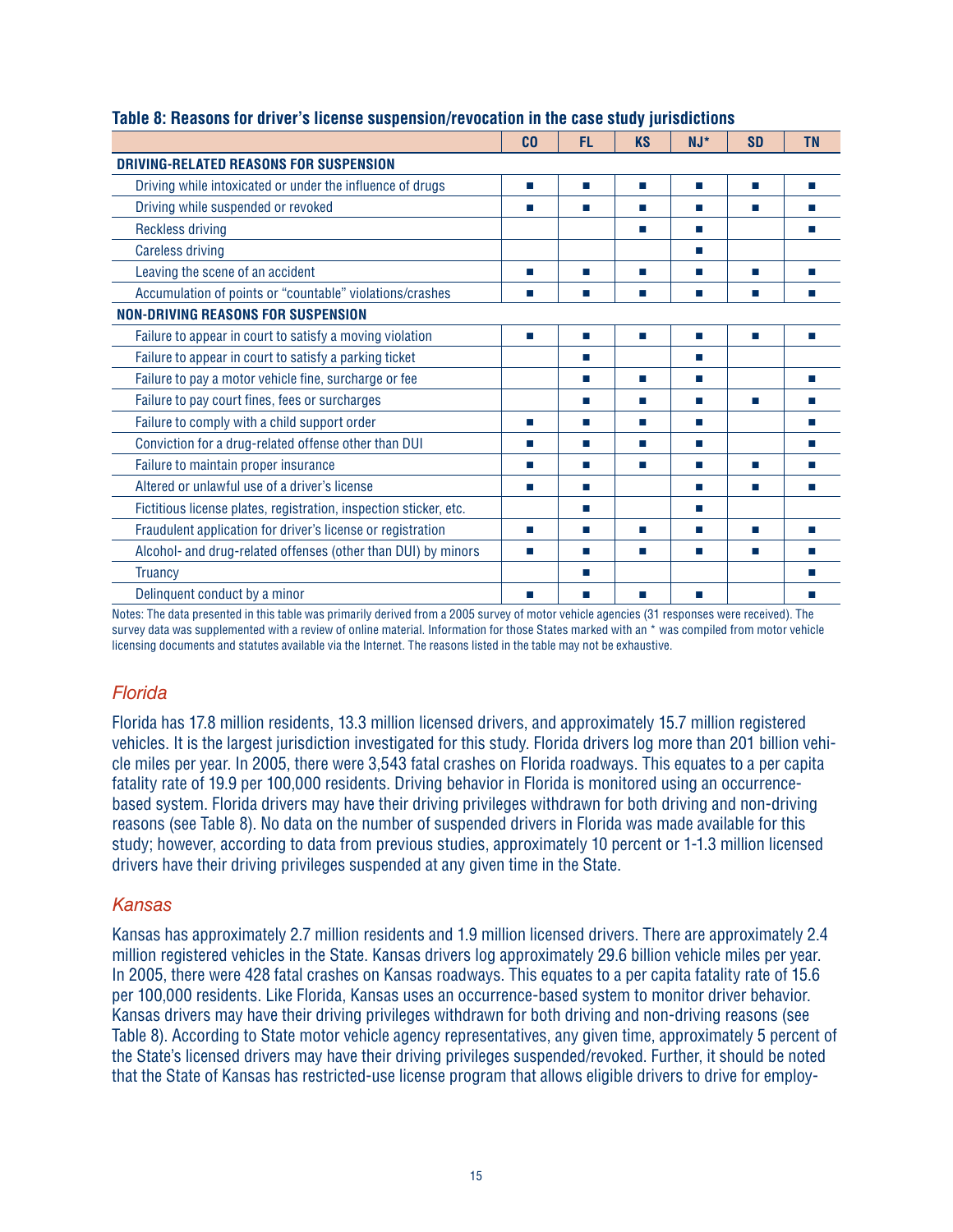**Table 8: Reasons for driver's license suspension/revocation in the case study jurisdictions**

| | CO | FL | KS | NJ* | SD | TN |
|---|---|---|---|---|---|---|
| **DRIVING-RELATED REASONS FOR SUSPENSION** | | | | | | |
| Driving while intoxicated or under the influence of drugs | ■ | ■ | ■ | ■ | ■ | ■ |
| Driving while suspended or revoked | ■ | ■ | ■ | ■ | ■ | ■ |
| Reckless driving | | | ■ | ■ | | ■ |
| Careless driving | | | | ■ | | |
| Leaving the scene of an accident | ■ | ■ | ■ | ■ | ■ | ■ |
| Accumulation of points or "countable" violations/crashes | ■ | ■ | ■ | ■ | ■ | ■ |
| **NON-DRIVING REASONS FOR SUSPENSION** | | | | | | |
| Failure to appear in court to satisfy a moving violation | ■ | ■ | ■ | ■ | ■ | ■ |
| Failure to appear in court to satisfy a parking ticket | | ■ | | ■ | | |
| Failure to pay a motor vehicle fine, surcharge or fee | | ■ | ■ | ■ | | ■ |
| Failure to pay court fines, fees or surcharges | | ■ | ■ | ■ | ■ | ■ |
| Failure to comply with a child support order | ■ | ■ | ■ | ■ | | ■ |
| Conviction for a drug-related offense other than DUI | ■ | ■ | ■ | ■ | | ■ |
| Failure to maintain proper insurance | ■ | ■ | ■ | ■ | ■ | ■ |
| Altered or unlawful use of a driver's license | ■ | ■ | | ■ | ■ | ■ |
| Fictitious license plates, registration, inspection sticker, etc. | | ■ | | ■ | | |
| Fraudulent application for driver's license or registration | ■ | ■ | ■ | ■ | ■ | ■ |
| Alcohol- and drug-related offenses (other than DUI) by minors | ■ | ■ | ■ | ■ | ■ | ■ |
| Truancy | | ■ | | | | ■ |
| Delinquent conduct by a minor | ■ | ■ | ■ | ■ | | ■ |

Notes: The data presented in this table was primarily derived from a 2005 survey of motor vehicle agencies (31 responses were received). The survey data was supplemented with a review of online material. Information for those States marked with an * was compiled from motor vehicle licensing documents and statutes available via the Internet. The reasons listed in the table may not be exhaustive.

### *Florida*

Florida has 17.8 million residents, 13.3 million licensed drivers, and approximately 15.7 million registered vehicles. It is the largest jurisdiction investigated for this study. Florida drivers log more than 201 billion vehicle miles per year. In 2005, there were 3,543 fatal crashes on Florida roadways. This equates to a per capita fatality rate of 19.9 per 100,000 residents. Driving behavior in Florida is monitored using an occurrence-based system. Florida drivers may have their driving privileges withdrawn for both driving and non-driving reasons (see Table 8). No data on the number of suspended drivers in Florida was made available for this study; however, according to data from previous studies, approximately 10 percent or 1-1.3 million licensed drivers have their driving privileges suspended at any given time in the State.

### *Kansas*

Kansas has approximately 2.7 million residents and 1.9 million licensed drivers. There are approximately 2.4 million registered vehicles in the State. Kansas drivers log approximately 29.6 billion vehicle miles per year. In 2005, there were 428 fatal crashes on Kansas roadways. This equates to a per capita fatality rate of 15.6 per 100,000 residents. Like Florida, Kansas uses an occurrence-based system to monitor driver behavior. Kansas drivers may have their driving privileges withdrawn for both driving and non-driving reasons (see Table 8). According to State motor vehicle agency representatives, any given time, approximately 5 percent of the State's licensed drivers may have their driving privileges suspended/revoked. Further, it should be noted that the State of Kansas has restricted-use license program that allows eligible drivers to drive for employ-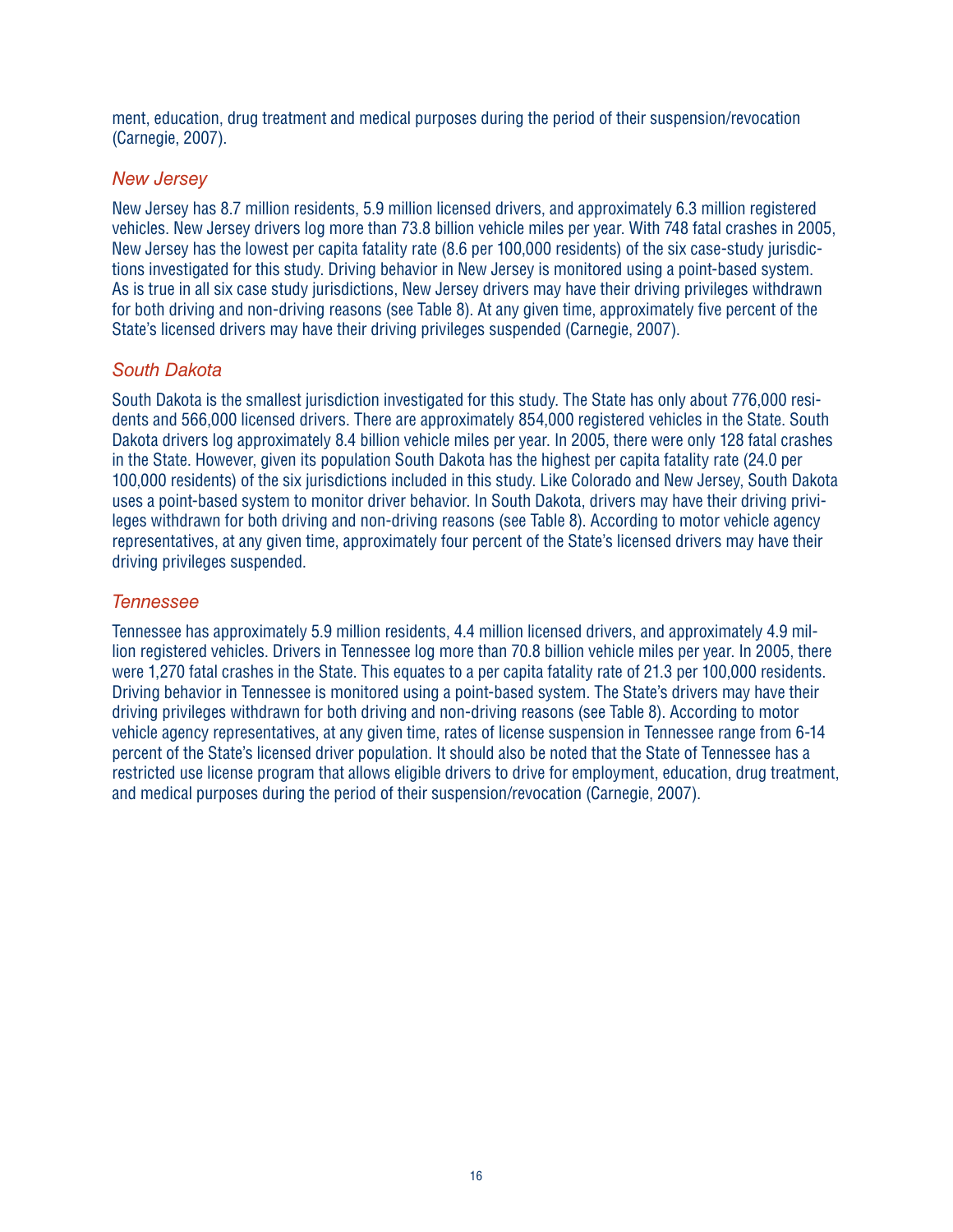ment, education, drug treatment and medical purposes during the period of their suspension/revocation (Carnegie, 2007).

### *New Jersey*

New Jersey has 8.7 million residents, 5.9 million licensed drivers, and approximately 6.3 million registered vehicles. New Jersey drivers log more than 73.8 billion vehicle miles per year. With 748 fatal crashes in 2005, New Jersey has the lowest per capita fatality rate (8.6 per 100,000 residents) of the six case-study jurisdictions investigated for this study. Driving behavior in New Jersey is monitored using a point-based system. As is true in all six case study jurisdictions, New Jersey drivers may have their driving privileges withdrawn for both driving and non-driving reasons (see Table 8). At any given time, approximately five percent of the State's licensed drivers may have their driving privileges suspended (Carnegie, 2007).

### *South Dakota*

South Dakota is the smallest jurisdiction investigated for this study. The State has only about 776,000 residents and 566,000 licensed drivers. There are approximately 854,000 registered vehicles in the State. South Dakota drivers log approximately 8.4 billion vehicle miles per year. In 2005, there were only 128 fatal crashes in the State. However, given its population South Dakota has the highest per capita fatality rate (24.0 per 100,000 residents) of the six jurisdictions included in this study. Like Colorado and New Jersey, South Dakota uses a point-based system to monitor driver behavior. In South Dakota, drivers may have their driving privileges withdrawn for both driving and non-driving reasons (see Table 8). According to motor vehicle agency representatives, at any given time, approximately four percent of the State's licensed drivers may have their driving privileges suspended.

### *Tennessee*

Tennessee has approximately 5.9 million residents, 4.4 million licensed drivers, and approximately 4.9 million registered vehicles. Drivers in Tennessee log more than 70.8 billion vehicle miles per year. In 2005, there were 1,270 fatal crashes in the State. This equates to a per capita fatality rate of 21.3 per 100,000 residents. Driving behavior in Tennessee is monitored using a point-based system. The State's drivers may have their driving privileges withdrawn for both driving and non-driving reasons (see Table 8). According to motor vehicle agency representatives, at any given time, rates of license suspension in Tennessee range from 6-14 percent of the State's licensed driver population. It should also be noted that the State of Tennessee has a restricted use license program that allows eligible drivers to drive for employment, education, drug treatment, and medical purposes during the period of their suspension/revocation (Carnegie, 2007).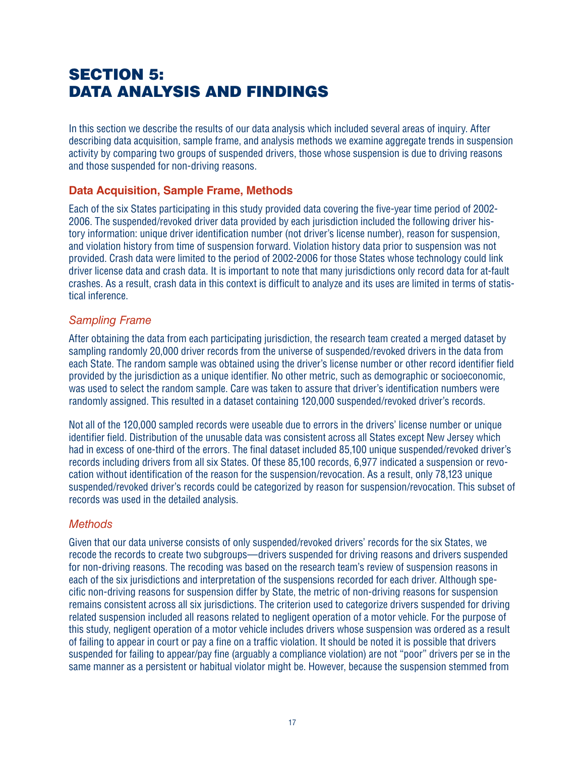# SECTION 5: DATA ANALYSIS AND FINDINGS

In this section we describe the results of our data analysis which included several areas of inquiry. After describing data acquisition, sample frame, and analysis methods we examine aggregate trends in suspension activity by comparing two groups of suspended drivers, those whose suspension is due to driving reasons and those suspended for non-driving reasons.

## Data Acquisition, Sample Frame, Methods

Each of the six States participating in this study provided data covering the five-year time period of 2002-2006. The suspended/revoked driver data provided by each jurisdiction included the following driver history information: unique driver identification number (not driver's license number), reason for suspension, and violation history from time of suspension forward. Violation history data prior to suspension was not provided. Crash data were limited to the period of 2002-2006 for those States whose technology could link driver license data and crash data. It is important to note that many jurisdictions only record data for at-fault crashes. As a result, crash data in this context is difficult to analyze and its uses are limited in terms of statistical inference.

### *Sampling Frame*

After obtaining the data from each participating jurisdiction, the research team created a merged dataset by sampling randomly 20,000 driver records from the universe of suspended/revoked drivers in the data from each State. The random sample was obtained using the driver's license number or other record identifier field provided by the jurisdiction as a unique identifier. No other metric, such as demographic or socioeconomic, was used to select the random sample. Care was taken to assure that driver's identification numbers were randomly assigned. This resulted in a dataset containing 120,000 suspended/revoked driver's records.

Not all of the 120,000 sampled records were useable due to errors in the drivers' license number or unique identifier field. Distribution of the unusable data was consistent across all States except New Jersey which had in excess of one-third of the errors. The final dataset included 85,100 unique suspended/revoked driver's records including drivers from all six States. Of these 85,100 records, 6,977 indicated a suspension or revocation without identification of the reason for the suspension/revocation. As a result, only 78,123 unique suspended/revoked driver's records could be categorized by reason for suspension/revocation. This subset of records was used in the detailed analysis.

### *Methods*

Given that our data universe consists of only suspended/revoked drivers' records for the six States, we recode the records to create two subgroups—drivers suspended for driving reasons and drivers suspended for non-driving reasons. The recoding was based on the research team's review of suspension reasons in each of the six jurisdictions and interpretation of the suspensions recorded for each driver. Although specific non-driving reasons for suspension differ by State, the metric of non-driving reasons for suspension remains consistent across all six jurisdictions. The criterion used to categorize drivers suspended for driving related suspension included all reasons related to negligent operation of a motor vehicle. For the purpose of this study, negligent operation of a motor vehicle includes drivers whose suspension was ordered as a result of failing to appear in court or pay a fine on a traffic violation. It should be noted it is possible that drivers suspended for failing to appear/pay fine (arguably a compliance violation) are not "poor" drivers per se in the same manner as a persistent or habitual violator might be. However, because the suspension stemmed from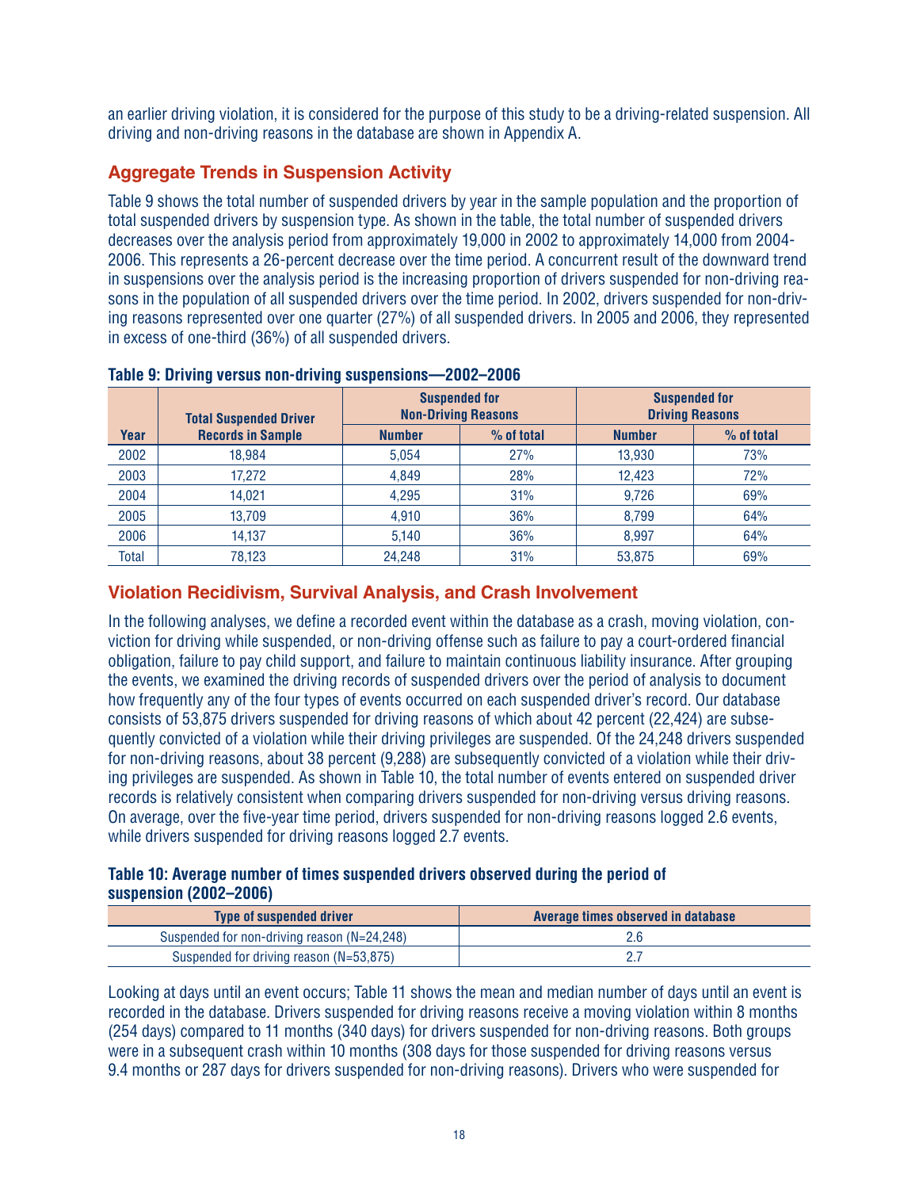an earlier driving violation, it is considered for the purpose of this study to be a driving-related suspension. All driving and non-driving reasons in the database are shown in Appendix A.

## Aggregate Trends in Suspension Activity

Table 9 shows the total number of suspended drivers by year in the sample population and the proportion of total suspended drivers by suspension type. As shown in the table, the total number of suspended drivers decreases over the analysis period from approximately 19,000 in 2002 to approximately 14,000 from 2004-2006. This represents a 26-percent decrease over the time period. A concurrent result of the downward trend in suspensions over the analysis period is the increasing proportion of drivers suspended for non-driving reasons in the population of all suspended drivers over the time period. In 2002, drivers suspended for non-driving reasons represented over one quarter (27%) of all suspended drivers. In 2005 and 2006, they represented in excess of one-third (36%) of all suspended drivers.

**Table 9: Driving versus non-driving suspensions—2002–2006**

| Year | Total Suspended Driver Records in Sample | Suspended for Non-Driving Reasons | | Suspended for Driving Reasons | |
|---|---|---|---|---|---|
| | | Number | % of total | Number | % of total |
| 2002 | 18,984 | 5,054 | 27% | 13,930 | 73% |
| 2003 | 17,272 | 4,849 | 28% | 12,423 | 72% |
| 2004 | 14,021 | 4,295 | 31% | 9,726 | 69% |
| 2005 | 13,709 | 4,910 | 36% | 8,799 | 64% |
| 2006 | 14,137 | 5,140 | 36% | 8,997 | 64% |
| Total | 78,123 | 24,248 | 31% | 53,875 | 69% |

## Violation Recidivism, Survival Analysis, and Crash Involvement

In the following analyses, we define a recorded event within the database as a crash, moving violation, conviction for driving while suspended, or non-driving offense such as failure to pay a court-ordered financial obligation, failure to pay child support, and failure to maintain continuous liability insurance. After grouping the events, we examined the driving records of suspended drivers over the period of analysis to document how frequently any of the four types of events occurred on each suspended driver's record. Our database consists of 53,875 drivers suspended for driving reasons of which about 42 percent (22,424) are subsequently convicted of a violation while their driving privileges are suspended. Of the 24,248 drivers suspended for non-driving reasons, about 38 percent (9,288) are subsequently convicted of a violation while their driving privileges are suspended. As shown in Table 10, the total number of events entered on suspended driver records is relatively consistent when comparing drivers suspended for non-driving versus driving reasons. On average, over the five-year time period, drivers suspended for non-driving reasons logged 2.6 events, while drivers suspended for driving reasons logged 2.7 events.

**Table 10: Average number of times suspended drivers observed during the period of suspension (2002–2006)**

| Type of suspended driver | Average times observed in database |
|---|---|
| Suspended for non-driving reason (N=24,248) | 2.6 |
| Suspended for driving reason (N=53,875) | 2.7 |

Looking at days until an event occurs; Table 11 shows the mean and median number of days until an event is recorded in the database. Drivers suspended for driving reasons receive a moving violation within 8 months (254 days) compared to 11 months (340 days) for drivers suspended for non-driving reasons. Both groups were in a subsequent crash within 10 months (308 days for those suspended for driving reasons versus 9.4 months or 287 days for drivers suspended for non-driving reasons). Drivers who were suspended for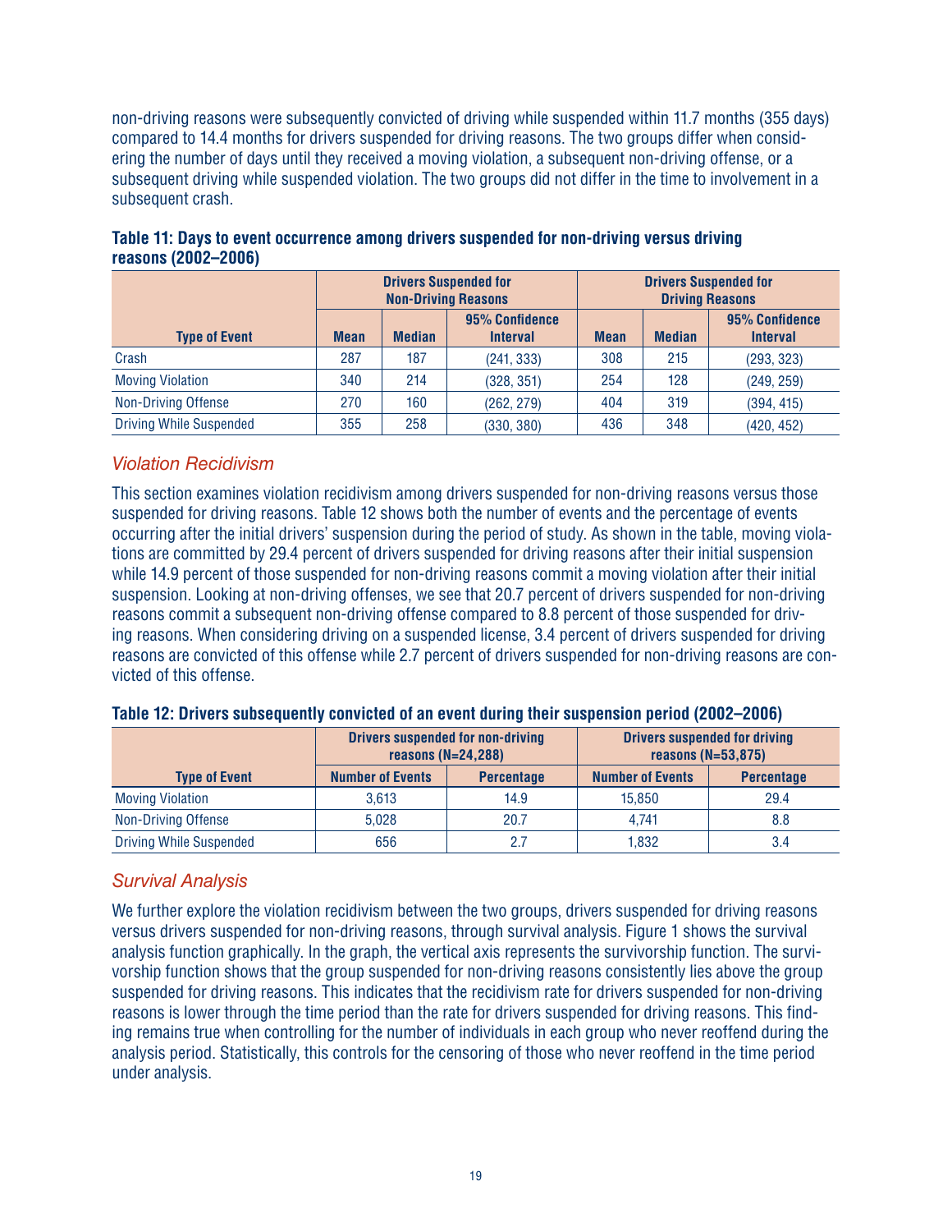non-driving reasons were subsequently convicted of driving while suspended within 11.7 months (355 days) compared to 14.4 months for drivers suspended for driving reasons. The two groups differ when considering the number of days until they received a moving violation, a subsequent non-driving offense, or a subsequent driving while suspended violation. The two groups did not differ in the time to involvement in a subsequent crash.

**Table 11: Days to event occurrence among drivers suspended for non-driving versus driving reasons (2002–2006)**

| Type of Event | Drivers Suspended for Non-Driving Reasons | | | Drivers Suspended for Driving Reasons | | |
|---|---|---|---|---|---|---|
| | Mean | Median | 95% Confidence Interval | Mean | Median | 95% Confidence Interval |
| Crash | 287 | 187 | (241, 333) | 308 | 215 | (293, 323) |
| Moving Violation | 340 | 214 | (328, 351) | 254 | 128 | (249, 259) |
| Non-Driving Offense | 270 | 160 | (262, 279) | 404 | 319 | (394, 415) |
| Driving While Suspended | 355 | 258 | (330, 380) | 436 | 348 | (420, 452) |

### *Violation Recidivism*

This section examines violation recidivism among drivers suspended for non-driving reasons versus those suspended for driving reasons. Table 12 shows both the number of events and the percentage of events occurring after the initial drivers' suspension during the period of study. As shown in the table, moving violations are committed by 29.4 percent of drivers suspended for driving reasons after their initial suspension while 14.9 percent of those suspended for non-driving reasons commit a moving violation after their initial suspension. Looking at non-driving offenses, we see that 20.7 percent of drivers suspended for non-driving reasons commit a subsequent non-driving offense compared to 8.8 percent of those suspended for driving reasons. When considering driving on a suspended license, 3.4 percent of drivers suspended for driving reasons are convicted of this offense while 2.7 percent of drivers suspended for non-driving reasons are convicted of this offense.

**Table 12: Drivers subsequently convicted of an event during their suspension period (2002–2006)**

| Type of Event | Drivers suspended for non-driving reasons (N=24,288) | | Drivers suspended for driving reasons (N=53,875) | |
|---|---|---|---|---|
| | Number of Events | Percentage | Number of Events | Percentage |
| Moving Violation | 3,613 | 14.9 | 15,850 | 29.4 |
| Non-Driving Offense | 5,028 | 20.7 | 4,741 | 8.8 |
| Driving While Suspended | 656 | 2.7 | 1,832 | 3.4 |

### *Survival Analysis*

We further explore the violation recidivism between the two groups, drivers suspended for driving reasons versus drivers suspended for non-driving reasons, through survival analysis. Figure 1 shows the survival analysis function graphically. In the graph, the vertical axis represents the survivorship function. The survivorship function shows that the group suspended for non-driving reasons consistently lies above the group suspended for driving reasons. This indicates that the recidivism rate for drivers suspended for non-driving reasons is lower through the time period than the rate for drivers suspended for driving reasons. This finding remains true when controlling for the number of individuals in each group who never reoffend during the analysis period. Statistically, this controls for the censoring of those who never reoffend in the time period under analysis.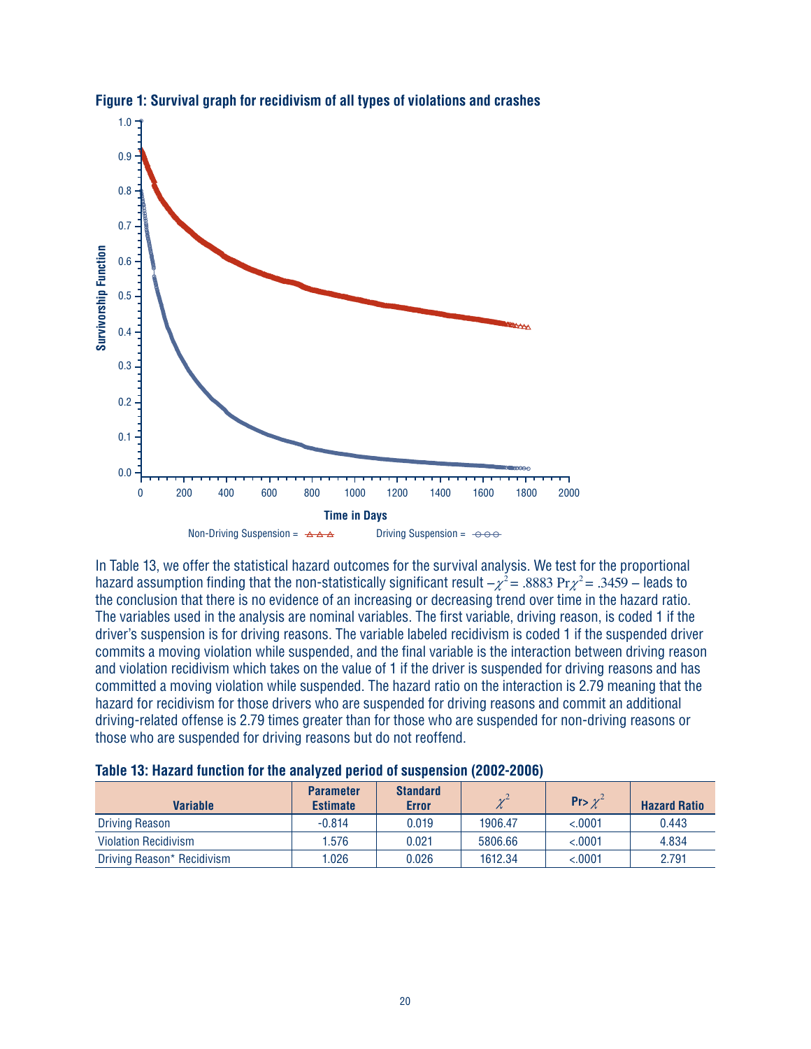**Figure 1: Survival graph for recidivism of all types of violations and crashes**

In Table 13, we offer the statistical hazard outcomes for the survival analysis. We test for the proportional hazard assumption finding that the non-statistically significant result $-\chi^2 = .8883$ $\Pr\chi^2 = .3459$ – leads to the conclusion that there is no evidence of an increasing or decreasing trend over time in the hazard ratio. The variables used in the analysis are nominal variables. The first variable, driving reason, is coded 1 if the driver's suspension is for driving reasons. The variable labeled recidivism is coded 1 if the suspended driver commits a moving violation while suspended, and the final variable is the interaction between driving reason and violation recidivism which takes on the value of 1 if the driver is suspended for driving reasons and has committed a moving violation while suspended. The hazard ratio on the interaction is 2.79 meaning that the hazard for recidivism for those drivers who are suspended for driving reasons and commit an additional driving-related offense is 2.79 times greater than for those who are suspended for non-driving reasons or those who are suspended for driving reasons but do not reoffend.

**Table 13: Hazard function for the analyzed period of suspension (2002-2006)**

| Variable | Parameter Estimate | Standard Error | $\chi^2$ | Pr> $\chi^2$ | Hazard Ratio |
|---|---|---|---|---|---|
| Driving Reason | -0.814 | 0.019 | 1906.47 | <.0001 | 0.443 |
| Violation Recidivism | 1.576 | 0.021 | 5806.66 | <.0001 | 4.834 |
| Driving Reason* Recidivism | 1.026 | 0.026 | 1612.34 | <.0001 | 2.791 |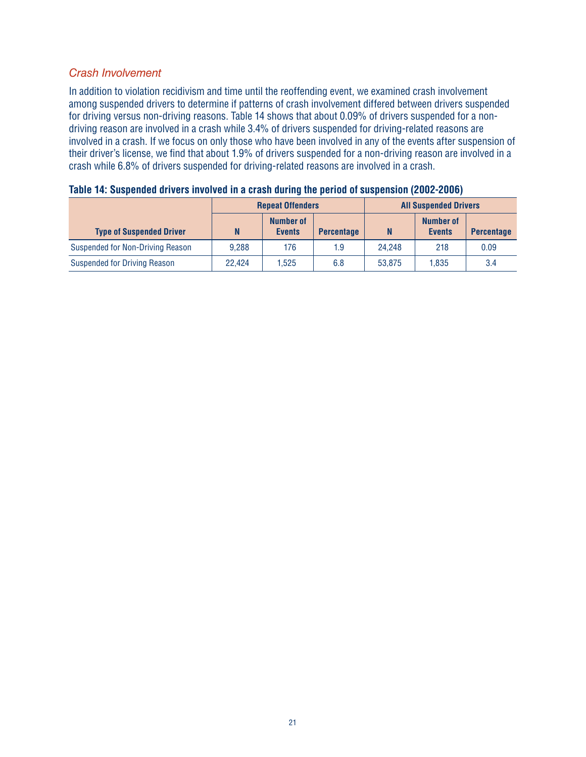### *Crash Involvement*

In addition to violation recidivism and time until the reoffending event, we examined crash involvement among suspended drivers to determine if patterns of crash involvement differed between drivers suspended for driving versus non-driving reasons. Table 14 shows that about 0.09% of drivers suspended for a non-driving reason are involved in a crash while 3.4% of drivers suspended for driving-related reasons are involved in a crash. If we focus on only those who have been involved in any of the events after suspension of their driver's license, we find that about 1.9% of drivers suspended for a non-driving reason are involved in a crash while 6.8% of drivers suspended for driving-related reasons are involved in a crash.

**Table 14: Suspended drivers involved in a crash during the period of suspension (2002-2006)**

| | Repeat Offenders | | | All Suspended Drivers | | |
|---|---|---|---|---|---|---|
| **Type of Suspended Driver** | **N** | **Number of Events** | **Percentage** | **N** | **Number of Events** | **Percentage** |
| Suspended for Non-Driving Reason | 9,288 | 176 | 1.9 | 24,248 | 218 | 0.09 |
| Suspended for Driving Reason | 22,424 | 1,525 | 6.8 | 53,875 | 1,835 | 3.4 |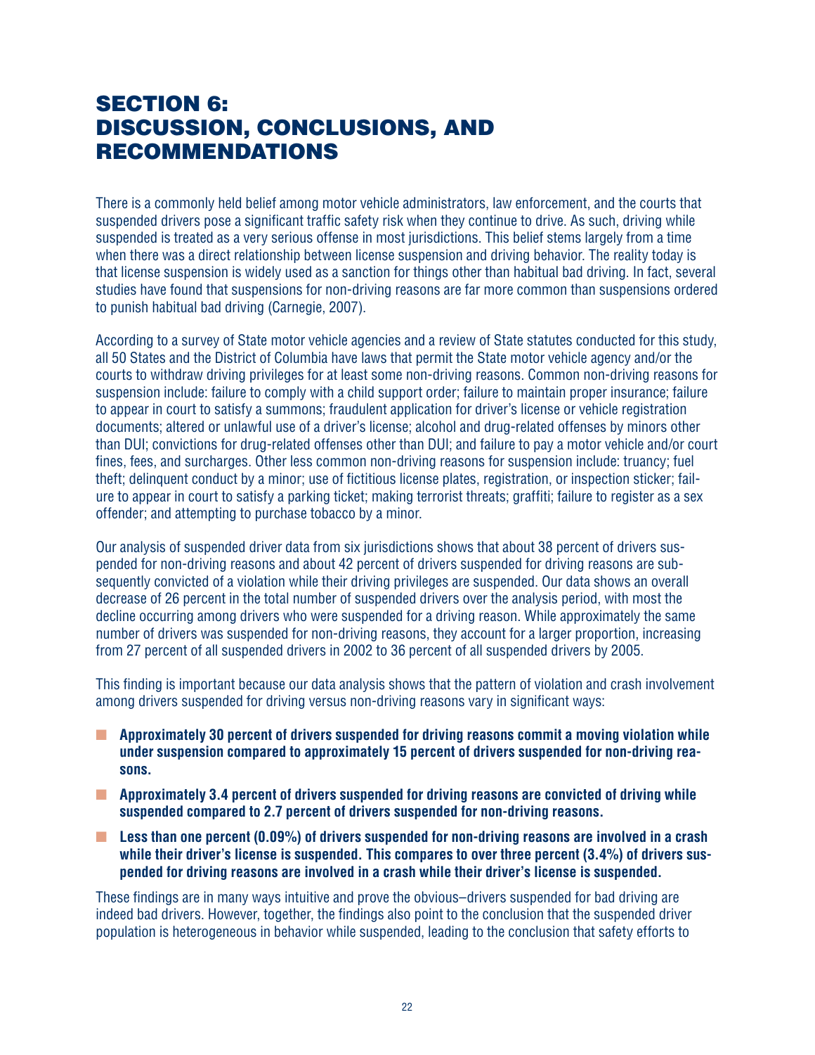# SECTION 6: DISCUSSION, CONCLUSIONS, AND RECOMMENDATIONS

There is a commonly held belief among motor vehicle administrators, law enforcement, and the courts that suspended drivers pose a significant traffic safety risk when they continue to drive. As such, driving while suspended is treated as a very serious offense in most jurisdictions. This belief stems largely from a time when there was a direct relationship between license suspension and driving behavior. The reality today is that license suspension is widely used as a sanction for things other than habitual bad driving. In fact, several studies have found that suspensions for non-driving reasons are far more common than suspensions ordered to punish habitual bad driving (Carnegie, 2007).

According to a survey of State motor vehicle agencies and a review of State statutes conducted for this study, all 50 States and the District of Columbia have laws that permit the State motor vehicle agency and/or the courts to withdraw driving privileges for at least some non-driving reasons. Common non-driving reasons for suspension include: failure to comply with a child support order; failure to maintain proper insurance; failure to appear in court to satisfy a summons; fraudulent application for driver's license or vehicle registration documents; altered or unlawful use of a driver's license; alcohol and drug-related offenses by minors other than DUI; convictions for drug-related offenses other than DUI; and failure to pay a motor vehicle and/or court fines, fees, and surcharges. Other less common non-driving reasons for suspension include: truancy; fuel theft; delinquent conduct by a minor; use of fictitious license plates, registration, or inspection sticker; failure to appear in court to satisfy a parking ticket; making terrorist threats; graffiti; failure to register as a sex offender; and attempting to purchase tobacco by a minor.

Our analysis of suspended driver data from six jurisdictions shows that about 38 percent of drivers suspended for non-driving reasons and about 42 percent of drivers suspended for driving reasons are subsequently convicted of a violation while their driving privileges are suspended. Our data shows an overall decrease of 26 percent in the total number of suspended drivers over the analysis period, with most the decline occurring among drivers who were suspended for a driving reason. While approximately the same number of drivers was suspended for non-driving reasons, they account for a larger proportion, increasing from 27 percent of all suspended drivers in 2002 to 36 percent of all suspended drivers by 2005.

This finding is important because our data analysis shows that the pattern of violation and crash involvement among drivers suspended for driving versus non-driving reasons vary in significant ways:

- **Approximately 30 percent of drivers suspended for driving reasons commit a moving violation while under suspension compared to approximately 15 percent of drivers suspended for non-driving reasons.**
- **Approximately 3.4 percent of drivers suspended for driving reasons are convicted of driving while suspended compared to 2.7 percent of drivers suspended for non-driving reasons.**
- **Less than one percent (0.09%) of drivers suspended for non-driving reasons are involved in a crash while their driver's license is suspended. This compares to over three percent (3.4%) of drivers suspended for driving reasons are involved in a crash while their driver's license is suspended.**

These findings are in many ways intuitive and prove the obvious–drivers suspended for bad driving are indeed bad drivers. However, together, the findings also point to the conclusion that the suspended driver population is heterogeneous in behavior while suspended, leading to the conclusion that safety efforts to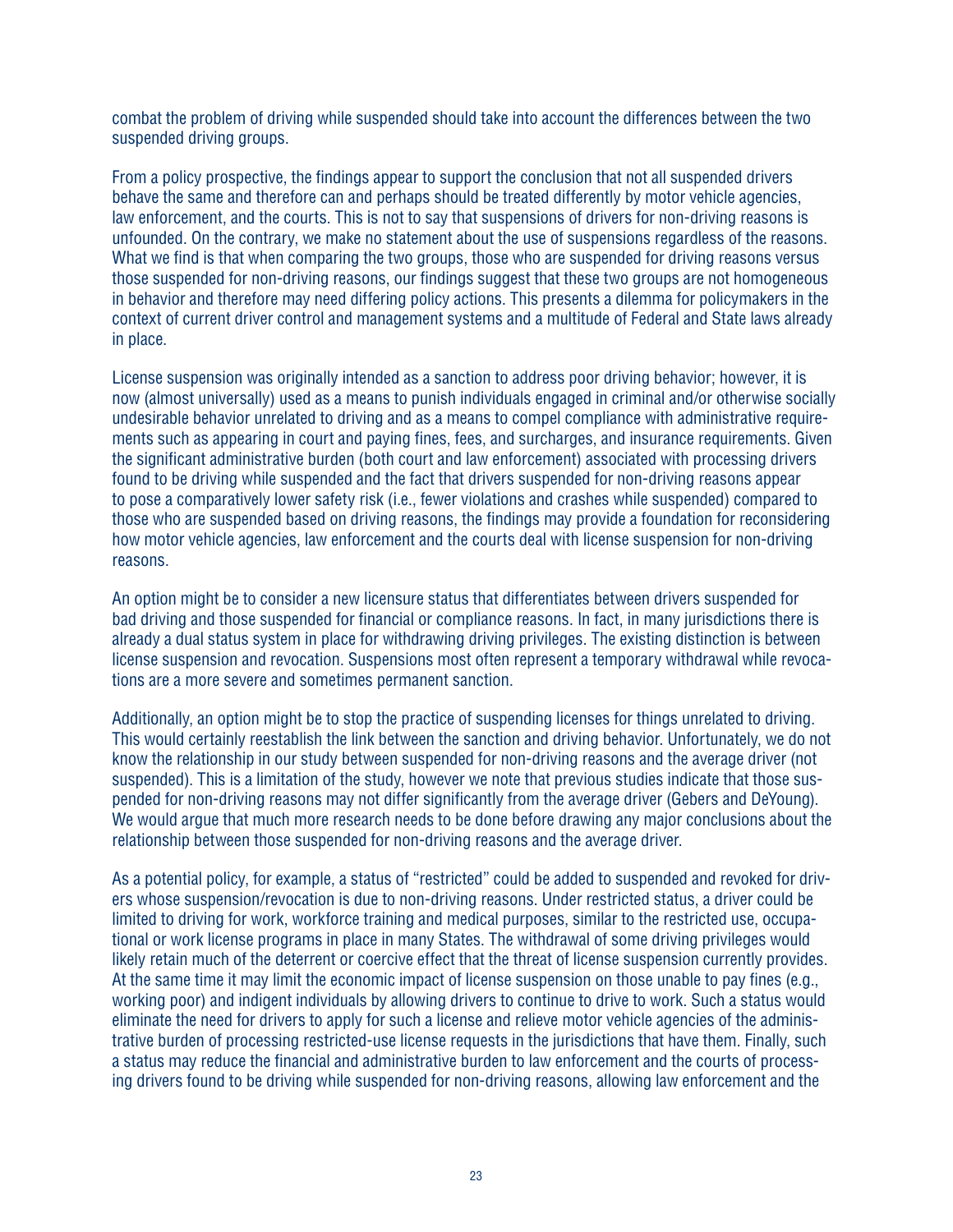combat the problem of driving while suspended should take into account the differences between the two suspended driving groups.

From a policy prospective, the findings appear to support the conclusion that not all suspended drivers behave the same and therefore can and perhaps should be treated differently by motor vehicle agencies, law enforcement, and the courts. This is not to say that suspensions of drivers for non-driving reasons is unfounded. On the contrary, we make no statement about the use of suspensions regardless of the reasons. What we find is that when comparing the two groups, those who are suspended for driving reasons versus those suspended for non-driving reasons, our findings suggest that these two groups are not homogeneous in behavior and therefore may need differing policy actions. This presents a dilemma for policymakers in the context of current driver control and management systems and a multitude of Federal and State laws already in place.

License suspension was originally intended as a sanction to address poor driving behavior; however, it is now (almost universally) used as a means to punish individuals engaged in criminal and/or otherwise socially undesirable behavior unrelated to driving and as a means to compel compliance with administrative requirements such as appearing in court and paying fines, fees, and surcharges, and insurance requirements. Given the significant administrative burden (both court and law enforcement) associated with processing drivers found to be driving while suspended and the fact that drivers suspended for non-driving reasons appear to pose a comparatively lower safety risk (i.e., fewer violations and crashes while suspended) compared to those who are suspended based on driving reasons, the findings may provide a foundation for reconsidering how motor vehicle agencies, law enforcement and the courts deal with license suspension for non-driving reasons.

An option might be to consider a new licensure status that differentiates between drivers suspended for bad driving and those suspended for financial or compliance reasons. In fact, in many jurisdictions there is already a dual status system in place for withdrawing driving privileges. The existing distinction is between license suspension and revocation. Suspensions most often represent a temporary withdrawal while revocations are a more severe and sometimes permanent sanction.

Additionally, an option might be to stop the practice of suspending licenses for things unrelated to driving. This would certainly reestablish the link between the sanction and driving behavior. Unfortunately, we do not know the relationship in our study between suspended for non-driving reasons and the average driver (not suspended). This is a limitation of the study, however we note that previous studies indicate that those suspended for non-driving reasons may not differ significantly from the average driver (Gebers and DeYoung). We would argue that much more research needs to be done before drawing any major conclusions about the relationship between those suspended for non-driving reasons and the average driver.

As a potential policy, for example, a status of "restricted" could be added to suspended and revoked for drivers whose suspension/revocation is due to non-driving reasons. Under restricted status, a driver could be limited to driving for work, workforce training and medical purposes, similar to the restricted use, occupational or work license programs in place in many States. The withdrawal of some driving privileges would likely retain much of the deterrent or coercive effect that the threat of license suspension currently provides. At the same time it may limit the economic impact of license suspension on those unable to pay fines (e.g., working poor) and indigent individuals by allowing drivers to continue to drive to work. Such a status would eliminate the need for drivers to apply for such a license and relieve motor vehicle agencies of the administrative burden of processing restricted-use license requests in the jurisdictions that have them. Finally, such a status may reduce the financial and administrative burden to law enforcement and the courts of processing drivers found to be driving while suspended for non-driving reasons, allowing law enforcement and the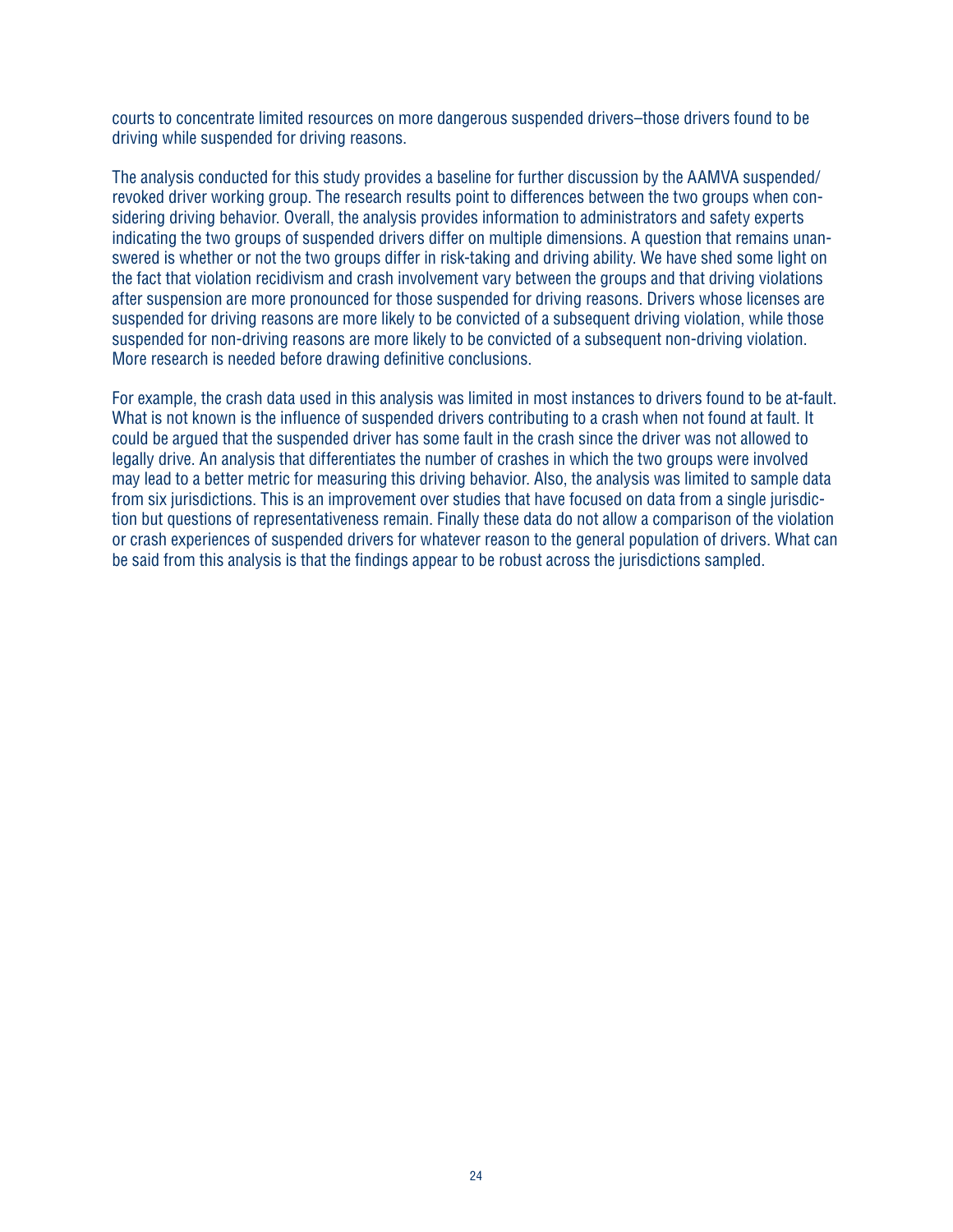courts to concentrate limited resources on more dangerous suspended drivers–those drivers found to be driving while suspended for driving reasons.

The analysis conducted for this study provides a baseline for further discussion by the AAMVA suspended/revoked driver working group. The research results point to differences between the two groups when considering driving behavior. Overall, the analysis provides information to administrators and safety experts indicating the two groups of suspended drivers differ on multiple dimensions. A question that remains unanswered is whether or not the two groups differ in risk-taking and driving ability. We have shed some light on the fact that violation recidivism and crash involvement vary between the groups and that driving violations after suspension are more pronounced for those suspended for driving reasons. Drivers whose licenses are suspended for driving reasons are more likely to be convicted of a subsequent driving violation, while those suspended for non-driving reasons are more likely to be convicted of a subsequent non-driving violation. More research is needed before drawing definitive conclusions.

For example, the crash data used in this analysis was limited in most instances to drivers found to be at-fault. What is not known is the influence of suspended drivers contributing to a crash when not found at fault. It could be argued that the suspended driver has some fault in the crash since the driver was not allowed to legally drive. An analysis that differentiates the number of crashes in which the two groups were involved may lead to a better metric for measuring this driving behavior. Also, the analysis was limited to sample data from six jurisdictions. This is an improvement over studies that have focused on data from a single jurisdiction but questions of representativeness remain. Finally these data do not allow a comparison of the violation or crash experiences of suspended drivers for whatever reason to the general population of drivers. What can be said from this analysis is that the findings appear to be robust across the jurisdictions sampled.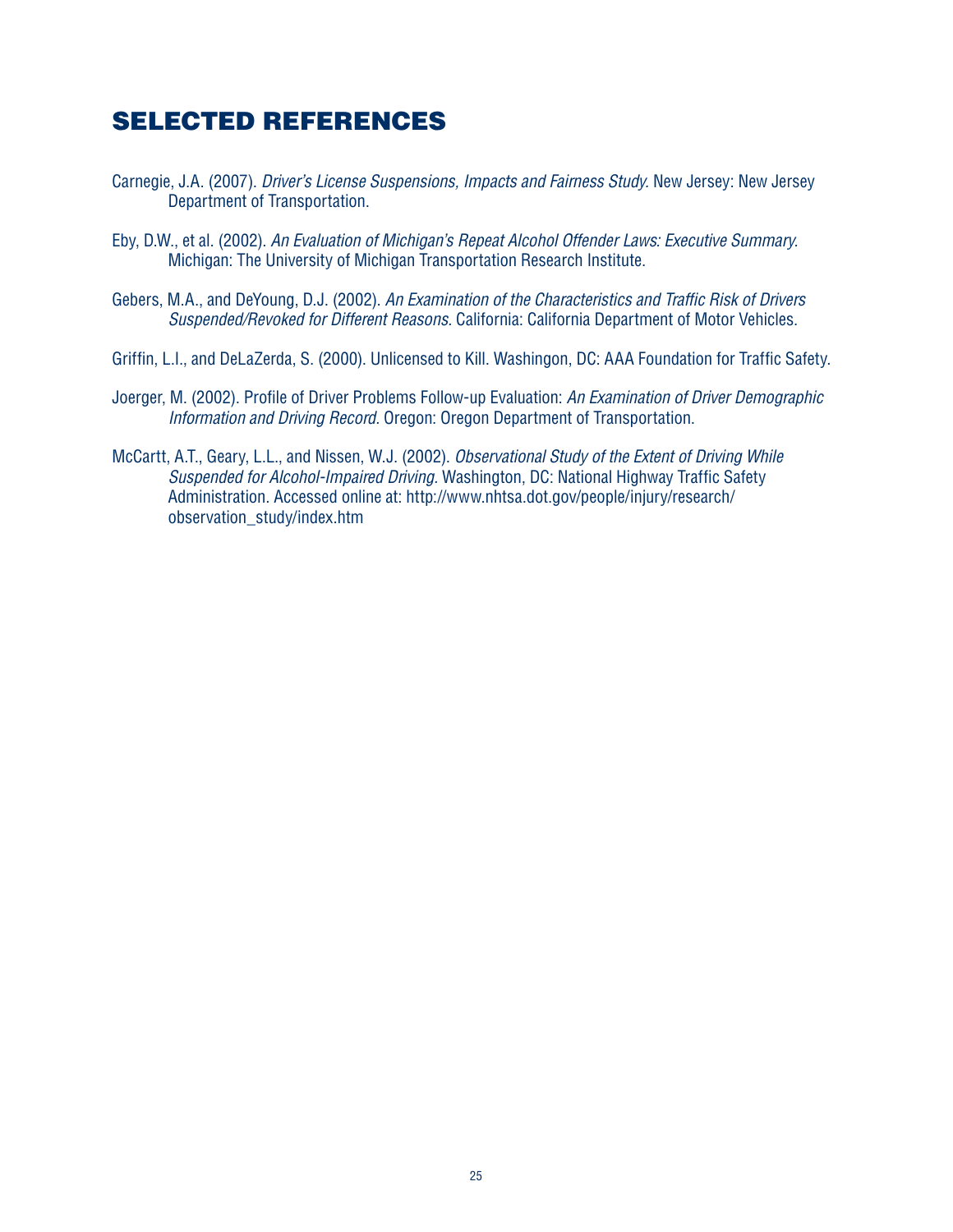# SELECTED REFERENCES

Carnegie, J.A. (2007). *Driver's License Suspensions, Impacts and Fairness Study.* New Jersey: New Jersey Department of Transportation.

Eby, D.W., et al. (2002). *An Evaluation of Michigan's Repeat Alcohol Offender Laws: Executive Summary.* Michigan: The University of Michigan Transportation Research Institute.

Gebers, M.A., and DeYoung, D.J. (2002). *An Examination of the Characteristics and Traffic Risk of Drivers Suspended/Revoked for Different Reasons.* California: California Department of Motor Vehicles.

Griffin, L.I., and DeLaZerda, S. (2000). Unlicensed to Kill. Washingon, DC: AAA Foundation for Traffic Safety.

Joerger, M. (2002). Profile of Driver Problems Follow-up Evaluation: *An Examination of Driver Demographic Information and Driving Record.* Oregon: Oregon Department of Transportation.

McCartt, A.T., Geary, L.L., and Nissen, W.J. (2002). *Observational Study of the Extent of Driving While Suspended for Alcohol-Impaired Driving.* Washington, DC: National Highway Traffic Safety Administration. Accessed online at: http://www.nhtsa.dot.gov/people/injury/research/observation_study/index.htm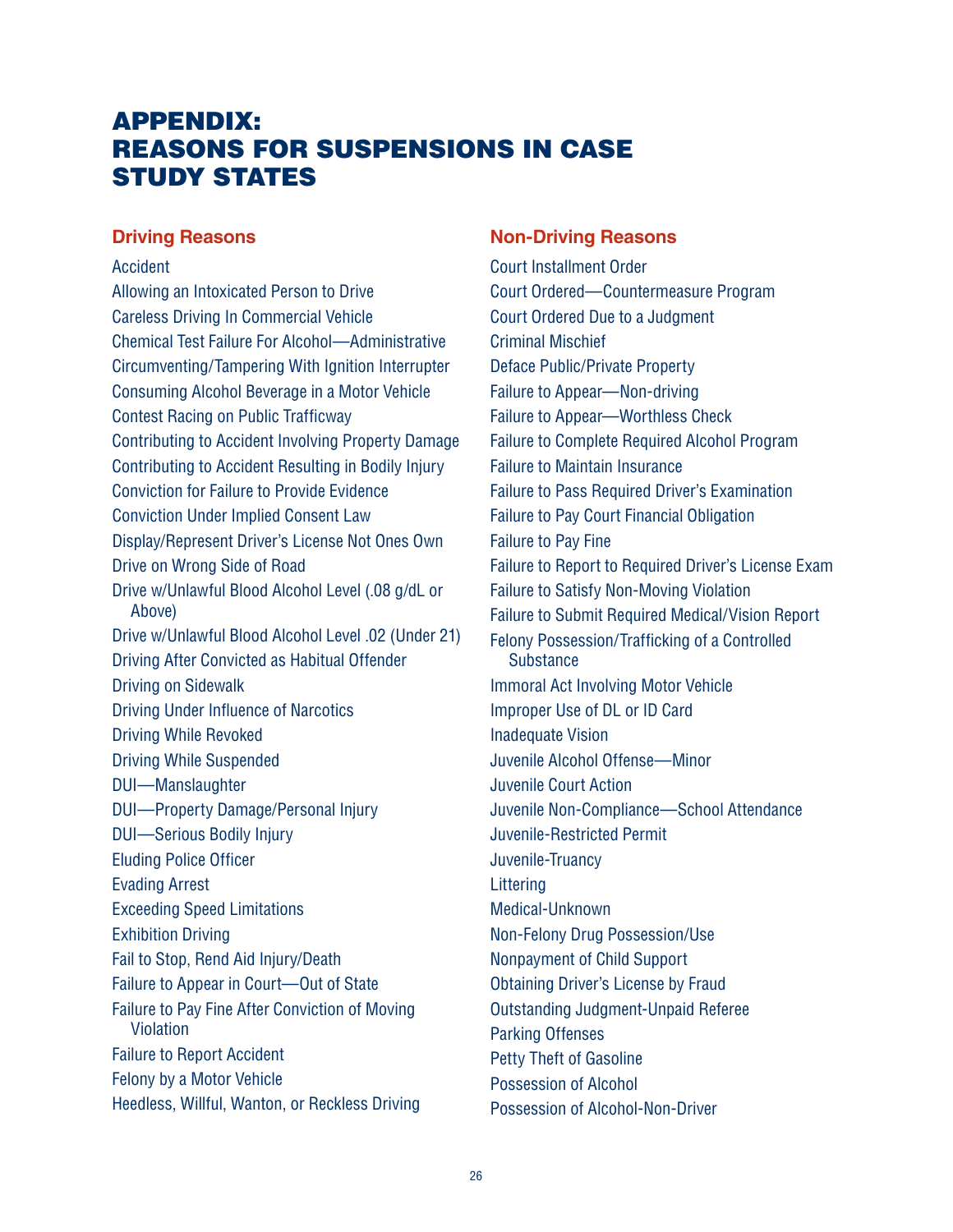# APPENDIX: REASONS FOR SUSPENSIONS IN CASE STUDY STATES

## Driving Reasons

- Accident
- Allowing an Intoxicated Person to Drive
- Careless Driving In Commercial Vehicle
- Chemical Test Failure For Alcohol—Administrative
- Circumventing/Tampering With Ignition Interrupter
- Consuming Alcohol Beverage in a Motor Vehicle
- Contest Racing on Public Trafficway
- Contributing to Accident Involving Property Damage
- Contributing to Accident Resulting in Bodily Injury
- Conviction for Failure to Provide Evidence
- Conviction Under Implied Consent Law
- Display/Represent Driver's License Not Ones Own
- Drive on Wrong Side of Road
- Drive w/Unlawful Blood Alcohol Level (.08 g/dL or Above)
- Drive w/Unlawful Blood Alcohol Level .02 (Under 21)
- Driving After Convicted as Habitual Offender
- Driving on Sidewalk
- Driving Under Influence of Narcotics
- Driving While Revoked
- Driving While Suspended
- DUI—Manslaughter
- DUI—Property Damage/Personal Injury
- DUI—Serious Bodily Injury
- Eluding Police Officer
- Evading Arrest
- Exceeding Speed Limitations
- Exhibition Driving
- Fail to Stop, Rend Aid Injury/Death
- Failure to Appear in Court—Out of State
- Failure to Pay Fine After Conviction of Moving Violation
- Failure to Report Accident
- Felony by a Motor Vehicle
- Heedless, Willful, Wanton, or Reckless Driving

## Non-Driving Reasons

- Court Installment Order
- Court Ordered—Countermeasure Program
- Court Ordered Due to a Judgment
- Criminal Mischief
- Deface Public/Private Property
- Failure to Appear—Non-driving
- Failure to Appear—Worthless Check
- Failure to Complete Required Alcohol Program
- Failure to Maintain Insurance
- Failure to Pass Required Driver's Examination
- Failure to Pay Court Financial Obligation
- Failure to Pay Fine
- Failure to Report to Required Driver's License Exam
- Failure to Satisfy Non-Moving Violation
- Failure to Submit Required Medical/Vision Report
- Felony Possession/Trafficking of a Controlled Substance
- Immoral Act Involving Motor Vehicle
- Improper Use of DL or ID Card
- Inadequate Vision
- Juvenile Alcohol Offense—Minor
- Juvenile Court Action
- Juvenile Non-Compliance—School Attendance
- Juvenile-Restricted Permit
- Juvenile-Truancy
- Littering
- Medical-Unknown
- Non-Felony Drug Possession/Use
- Nonpayment of Child Support
- Obtaining Driver's License by Fraud
- Outstanding Judgment-Unpaid Referee
- Parking Offenses
- Petty Theft of Gasoline
- Possession of Alcohol
- Possession of Alcohol-Non-Driver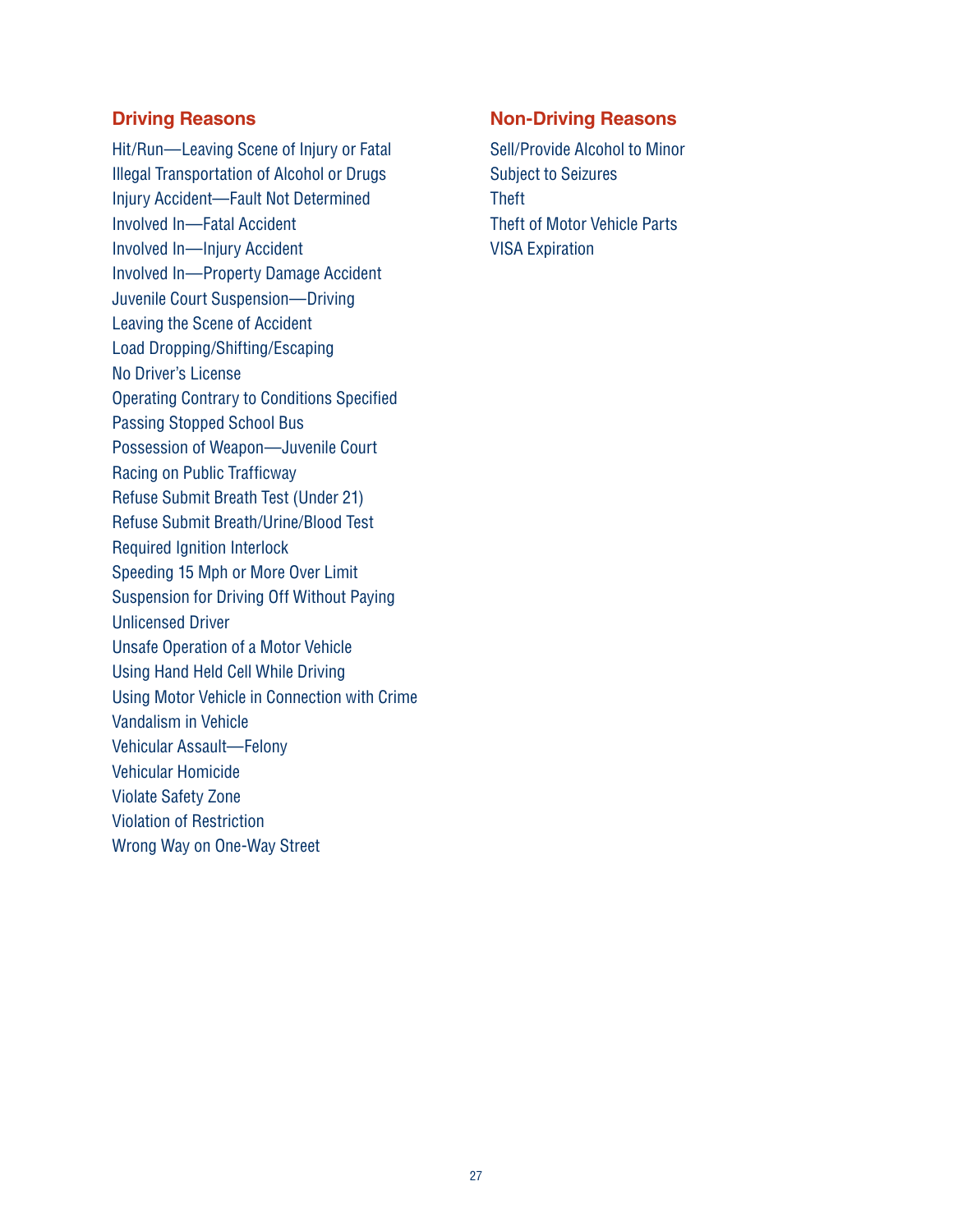## Driving Reasons

Hit/Run—Leaving Scene of Injury or Fatal
Illegal Transportation of Alcohol or Drugs
Injury Accident—Fault Not Determined
Involved In—Fatal Accident
Involved In—Injury Accident
Involved In—Property Damage Accident
Juvenile Court Suspension—Driving
Leaving the Scene of Accident
Load Dropping/Shifting/Escaping
No Driver's License
Operating Contrary to Conditions Specified
Passing Stopped School Bus
Possession of Weapon—Juvenile Court
Racing on Public Trafficway
Refuse Submit Breath Test (Under 21)
Refuse Submit Breath/Urine/Blood Test
Required Ignition Interlock
Speeding 15 Mph or More Over Limit
Suspension for Driving Off Without Paying
Unlicensed Driver
Unsafe Operation of a Motor Vehicle
Using Hand Held Cell While Driving
Using Motor Vehicle in Connection with Crime
Vandalism in Vehicle
Vehicular Assault—Felony
Vehicular Homicide
Violate Safety Zone
Violation of Restriction
Wrong Way on One-Way Street

## Non-Driving Reasons

Sell/Provide Alcohol to Minor
Subject to Seizures
Theft
Theft of Motor Vehicle Parts
VISA Expiration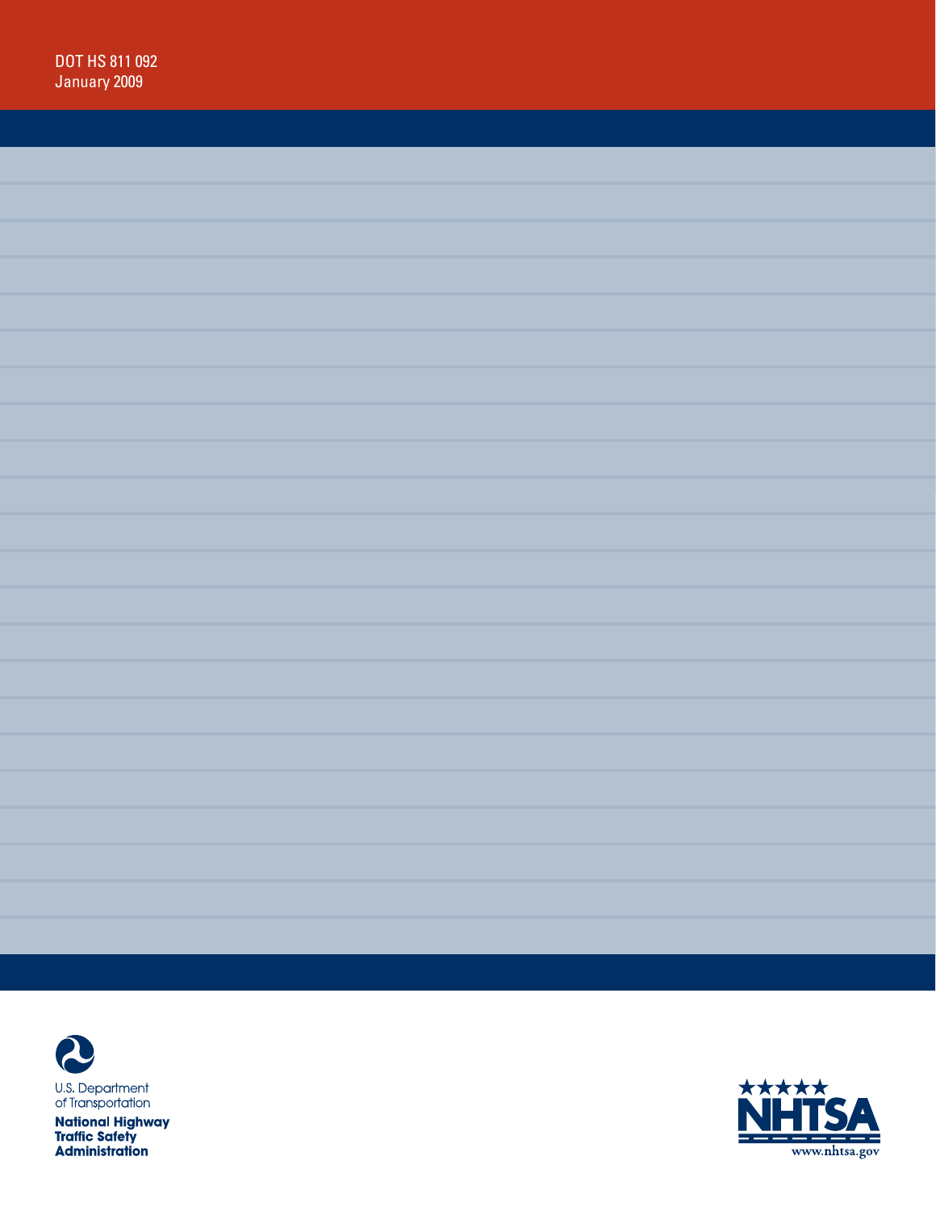DOT HS 811 092
January 2009

U.S. Department of Transportation

**National Highway Traffic Safety Administration**

NHTSA

www.nhtsa.gov